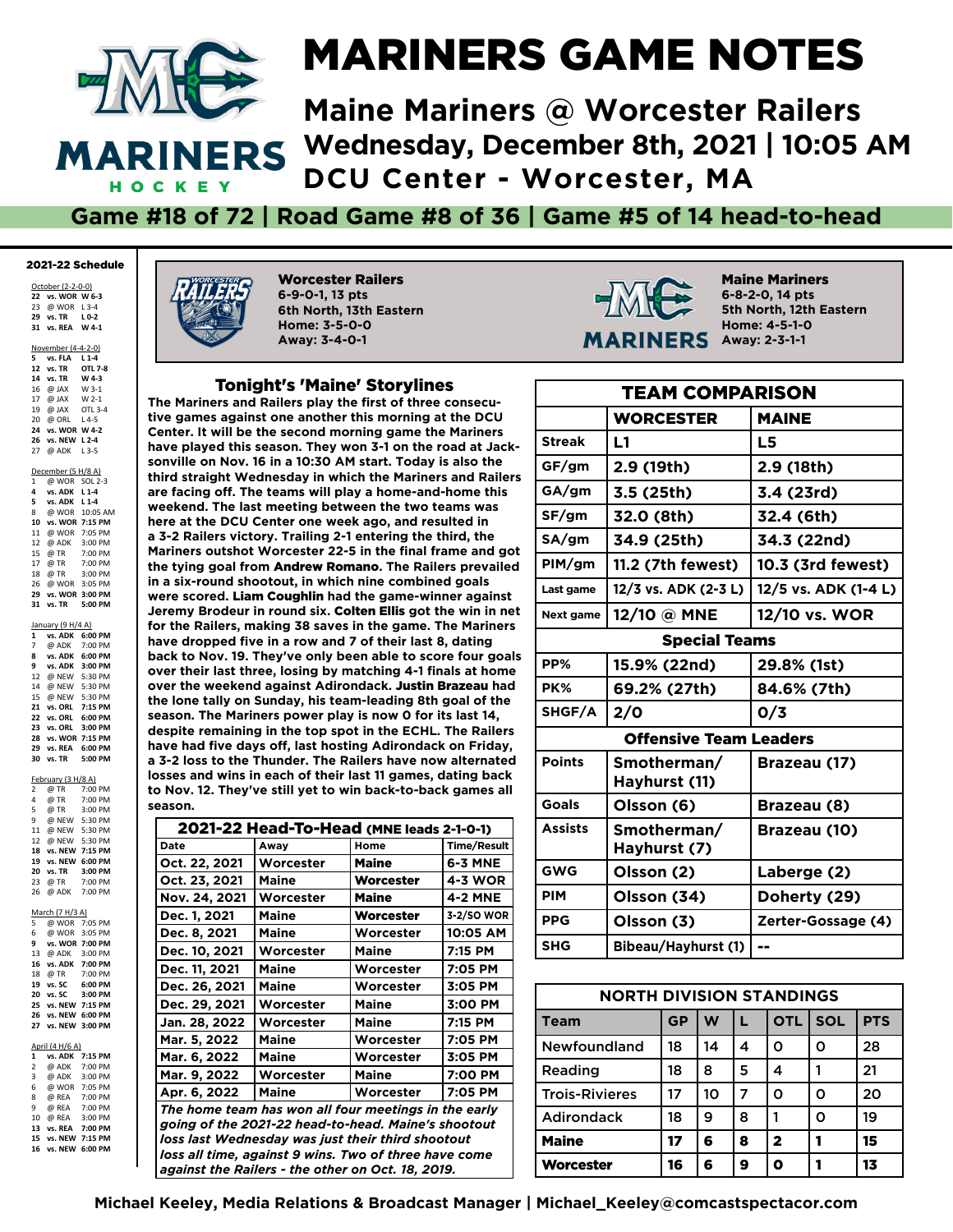# MARINERS GAME NOTES

## Maine Mariners @ Worcester Railers
## Wednesday, December 8th, 2021 | 10:05 AM
## DCU Center - Worcester, MA

**Game #18 of 72 | Road Game #8 of 36 | Game #5 of 14 head-to-head**

### 2021-22 Schedule

October (2-2-0-0)
- **22 vs. WOR W 6-3**
- 23 @ WOR L 3-4
- **29 vs. TR L 0-2**
- **31 vs. REA W 4-1**

November (4-4-2-0)
- **5 vs. FLA L 1-4**
- **12 vs. TR OTL 7-8**
- **14 vs. TR W 4-3**
- 16 @ JAX W 3-1
- 17 @ JAX W 2-1
- 19 @ JAX OTL 3-4
- 20 @ ORL L 4-5
- **24 vs. WOR W 4-2**
- **26 vs. NEW L 2-4**
- 27 @ ADK L 3-5

December (5 H/8 A)
- 1 @ WOR SOL 2-3
- **4 vs. ADK L 1-4**
- **5 vs. ADK L 1-4**
- 8 @ WOR 10:05 AM
- **10 vs. WOR 7:15 PM**
- 11 @ WOR 7:05 PM
- 12 @ ADK 3:00 PM
- 15 @ TR 7:00 PM
- 17 @ TR 7:00 PM
- 18 @ TR 3:00 PM
- 26 @ WOR 3:05 PM
- **29 vs. WOR 3:00 PM**
- **31 vs. TR 5:00 PM**

January (9 H/4 A)
- **1 vs. ADK 6:00 PM**
- 7 @ ADK 7:00 PM
- **8 vs. ADK 6:00 PM**
- **9 vs. ADK 3:00 PM**
- 12 @ NEW 5:30 PM
- 14 @ NEW 5:30 PM
- 15 @ NEW 5:30 PM
- **21 vs. ORL 7:15 PM**
- **22 vs. ORL 6:00 PM**
- **23 vs. ORL 3:00 PM**
- **28 vs. WOR 7:15 PM**
- **29 vs. REA 6:00 PM**
- **30 vs. TR 5:00 PM**

February (3 H/8 A)
- 2 @ TR 7:00 PM
- 4 @ TR 7:00 PM
- 5 @ TR 3:00 PM
- 9 @ NEW 5:30 PM
- 11 @ NEW 5:30 PM
- 12 @ NEW 5:30 PM
- **18 vs. NEW 7:15 PM**
- **19 vs. NEW 6:00 PM**
- **20 vs. TR 3:00 PM**
- 23 @ TR 7:00 PM
- 26 @ ADK 7:00 PM

March (7 H/3 A)
- 5 @ WOR 7:05 PM
- 6 @ WOR 3:05 PM
- **9 vs. WOR 7:00 PM**
- 13 @ ADK 3:00 PM
- **16 vs. ADK 7:00 PM**
- 18 @ TR 7:00 PM
- **19 vs. SC 6:00 PM**
- **20 vs. SC 3:00 PM**
- **25 vs. NEW 7:15 PM**
- **26 vs. NEW 6:00 PM**
- **27 vs. NEW 3:00 PM**

April (4 H/6 A)
- **1 vs. ADK 7:15 PM**
- 2 @ ADK 7:00 PM
- 3 @ ADK 3:00 PM
- 6 @ WOR 7:05 PM
- 8 @ REA 7:00 PM
- 9 @ REA 7:00 PM
- 10 @ REA 3:00 PM
- **13 vs. REA 7:00 PM**
- **15 vs. NEW 7:15 PM**
- **16 vs. NEW 6:00 PM**

---

**Worcester Railers**
6-9-0-1, 13 pts
6th North, 13th Eastern
Home: 3-5-0-0
Away: 3-4-0-1

**Maine Mariners**
6-8-2-0, 14 pts
5th North, 12th Eastern
Home: 4-5-1-0
Away: 2-3-1-1

### Tonight's 'Maine' Storylines

The Mariners and Railers play the first of three consecutive games against one another this morning at the DCU Center. It will be the second morning game the Mariners have played this season. They won 3-1 on the road at Jacksonville on Nov. 16 in a 10:30 AM start. Today is also the third straight Wednesday in which the Mariners and Railers are facing off. The teams will play a home-and-home this weekend. The last meeting between the two teams was here at the DCU Center one week ago, and resulted in a 3-2 Railers victory. Trailing 2-1 entering the third, the Mariners outshot Worcester 22-5 in the final frame and got the tying goal from **Andrew Romano**. The Railers prevailed in a six-round shootout, in which nine combined goals were scored. **Liam Coughlin** had the game-winner against Jeremy Brodeur in round six. **Colten Ellis** got the win in net for the Railers, making 38 saves in the game. The Mariners have dropped five in a row and 7 of their last 8, dating back to Nov. 19. They've only been able to score four goals over their last three, losing by matching 4-1 finals at home over the weekend against Adirondack. **Justin Brazeau** had the lone tally on Sunday, his team-leading 8th goal of the season. The Mariners power play is now 0 for its last 14, despite remaining in the top spot in the ECHL. The Railers have had five days off, last hosting Adirondack on Friday, a 3-2 loss to the Thunder. The Railers have now alternated losses and wins in each of their last 11 games, dating back to Nov. 12. They've still yet to win back-to-back games all season.

| **2021-22 Head-To-Head** (MNE leads 2-1-0-1) | | | |
|---|---|---|---|
| Date | Away | Home | Time/Result |
| Oct. 22, 2021 | Worcester | **Maine** | 6-3 MNE |
| Oct. 23, 2021 | Maine | **Worcester** | 4-3 WOR |
| Nov. 24, 2021 | Worcester | **Maine** | 4-2 MNE |
| Dec. 1, 2021 | Maine | **Worcester** | 3-2/SO WOR |
| Dec. 8, 2021 | Maine | Worcester | 10:05 AM |
| Dec. 10, 2021 | Worcester | Maine | 7:15 PM |
| Dec. 11, 2021 | Maine | Worcester | 7:05 PM |
| Dec. 26, 2021 | Maine | Worcester | 3:05 PM |
| Dec. 29, 2021 | Worcester | Maine | 3:00 PM |
| Jan. 28, 2022 | Worcester | Maine | 7:15 PM |
| Mar. 5, 2022 | Maine | Worcester | 7:05 PM |
| Mar. 6, 2022 | Maine | Worcester | 3:05 PM |
| Mar. 9, 2022 | Worcester | Maine | 7:00 PM |
| Apr. 6, 2022 | Maine | Worcester | 7:05 PM |

*The home team has won all four meetings in the early going of the 2021-22 head-to-head. Maine's shootout loss last Wednesday was just their third shootout loss all time, against 9 wins. Two of three have come against the Railers - the other on Oct. 18, 2019.*

| TEAM COMPARISON | | |
|---|---|---|
| | **WORCESTER** | **MAINE** |
| Streak | L1 | L5 |
| GF/gm | 2.9 (19th) | 2.9 (18th) |
| GA/gm | 3.5 (25th) | 3.4 (23rd) |
| SF/gm | 32.0 (8th) | 32.4 (6th) |
| SA/gm | 34.9 (25th) | 34.3 (22nd) |
| PIM/gm | 11.2 (7th fewest) | 10.3 (3rd fewest) |
| Last game | 12/3 vs. ADK (2-3 L) | 12/5 vs. ADK (1-4 L) |
| Next game | 12/10 @ MNE | 12/10 vs. WOR |
| **Special Teams** | | |
| PP% | 15.9% (22nd) | 29.8% (1st) |
| PK% | 69.2% (27th) | 84.6% (7th) |
| SHGF/A | 2/0 | 0/3 |
| **Offensive Team Leaders** | | |
| Points | Smotherman/ Hayhurst (11) | Brazeau (17) |
| Goals | Olsson (6) | Brazeau (8) |
| Assists | Smotherman/ Hayhurst (7) | Brazeau (10) |
| GWG | Olsson (2) | Laberge (2) |
| PIM | Olsson (34) | Doherty (29) |
| PPG | Olsson (3) | Zerter-Gossage (4) |
| SHG | Bibeau/Hayhurst (1) | -- |

| NORTH DIVISION STANDINGS | | | | | | |
|---|---|---|---|---|---|---|
| Team | GP | W | L | OTL | SOL | PTS |
| Newfoundland | 18 | 14 | 4 | 0 | 0 | 28 |
| Reading | 18 | 8 | 5 | 4 | 1 | 21 |
| Trois-Rivieres | 17 | 10 | 7 | 0 | 0 | 20 |
| Adirondack | 18 | 9 | 8 | 1 | 0 | 19 |
| **Maine** | **17** | **6** | **8** | **2** | **1** | **15** |
| Worcester | 16 | 6 | 9 | 0 | 1 | 13 |

Michael Keeley, Media Relations & Broadcast Manager | Michael_Keeley@comcastspectacor.com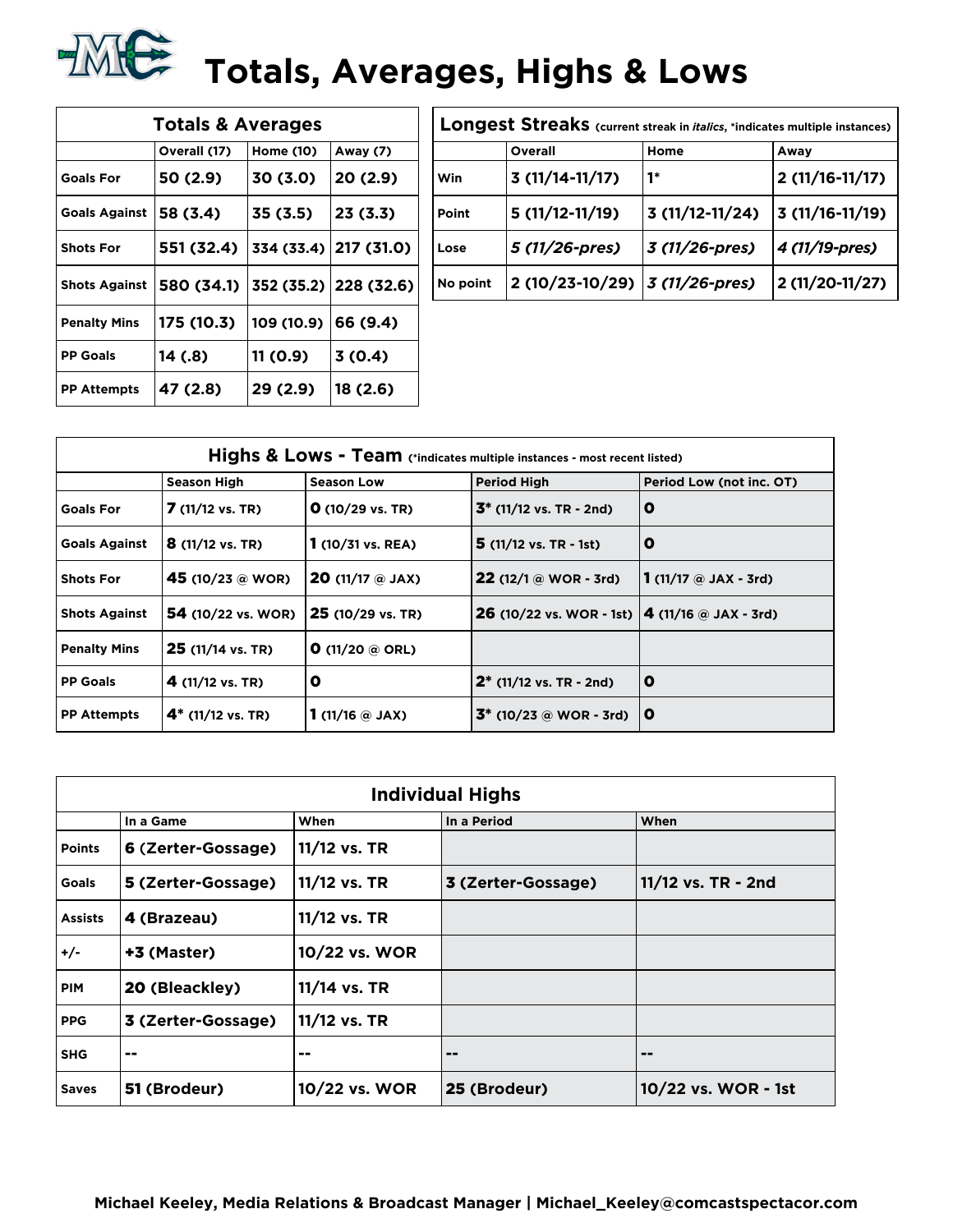# Totals, Averages, Highs & Lows

| Totals & Averages | Overall (17) | Home (10) | Away (7) |
|---|---|---|---|
| Goals For | 50 (2.9) | 30 (3.0) | 20 (2.9) |
| Goals Against | 58 (3.4) | 35 (3.5) | 23 (3.3) |
| Shots For | 551 (32.4) | 334 (33.4) | 217 (31.0) |
| Shots Against | 580 (34.1) | 352 (35.2) | 228 (32.6) |
| Penalty Mins | 175 (10.3) | 109 (10.9) | 66 (9.4) |
| PP Goals | 14 (.8) | 11 (0.9) | 3 (0.4) |
| PP Attempts | 47 (2.8) | 29 (2.9) | 18 (2.6) |

**Longest Streaks** (current streak in *italics*, *indicates multiple instances)

| | Overall | Home | Away |
|---|---|---|---|
| Win | 3 (11/14-11/17) | 1* | 2 (11/16-11/17) |
| Point | 5 (11/12-11/19) | 3 (11/12-11/24) | 3 (11/16-11/19) |
| Lose | *5 (11/26-pres)* | *3 (11/26-pres)* | *4 (11/19-pres)* |
| No point | 2 (10/23-10/29) | *3 (11/26-pres)* | 2 (11/20-11/27) |

**Highs & Lows - Team** (*indicates multiple instances - most recent listed)

| | Season High | Season Low | Period High | Period Low (not inc. OT) |
|---|---|---|---|---|
| Goals For | **7** (11/12 vs. TR) | **0** (10/29 vs. TR) | **3*** (11/12 vs. TR - 2nd) | **0** |
| Goals Against | **8** (11/12 vs. TR) | **1** (10/31 vs. REA) | **5** (11/12 vs. TR - 1st) | **0** |
| Shots For | **45** (10/23 @ WOR) | **20** (11/17 @ JAX) | **22** (12/1 @ WOR - 3rd) | **1** (11/17 @ JAX - 3rd) |
| Shots Against | **54** (10/22 vs. WOR) | **25** (10/29 vs. TR) | **26** (10/22 vs. WOR - 1st) | **4** (11/16 @ JAX - 3rd) |
| Penalty Mins | **25** (11/14 vs. TR) | **0** (11/20 @ ORL) | | |
| PP Goals | **4** (11/12 vs. TR) | **0** | **2*** (11/12 vs. TR - 2nd) | **0** |
| PP Attempts | **4*** (11/12 vs. TR) | **1** (11/16 @ JAX) | **3*** (10/23 @ WOR - 3rd) | **0** |

**Individual Highs**

| | In a Game | When | In a Period | When |
|---|---|---|---|---|
| Points | 6 (Zerter-Gossage) | 11/12 vs. TR | | |
| Goals | 5 (Zerter-Gossage) | 11/12 vs. TR | 3 (Zerter-Gossage) | 11/12 vs. TR - 2nd |
| Assists | 4 (Brazeau) | 11/12 vs. TR | | |
| +/- | +3 (Master) | 10/22 vs. WOR | | |
| PIM | 20 (Bleackley) | 11/14 vs. TR | | |
| PPG | 3 (Zerter-Gossage) | 11/12 vs. TR | | |
| SHG | -- | -- | -- | -- |
| Saves | 51 (Brodeur) | 10/22 vs. WOR | 25 (Brodeur) | 10/22 vs. WOR - 1st |

**Michael Keeley, Media Relations & Broadcast Manager | Michael_Keeley@comcastspectacor.com**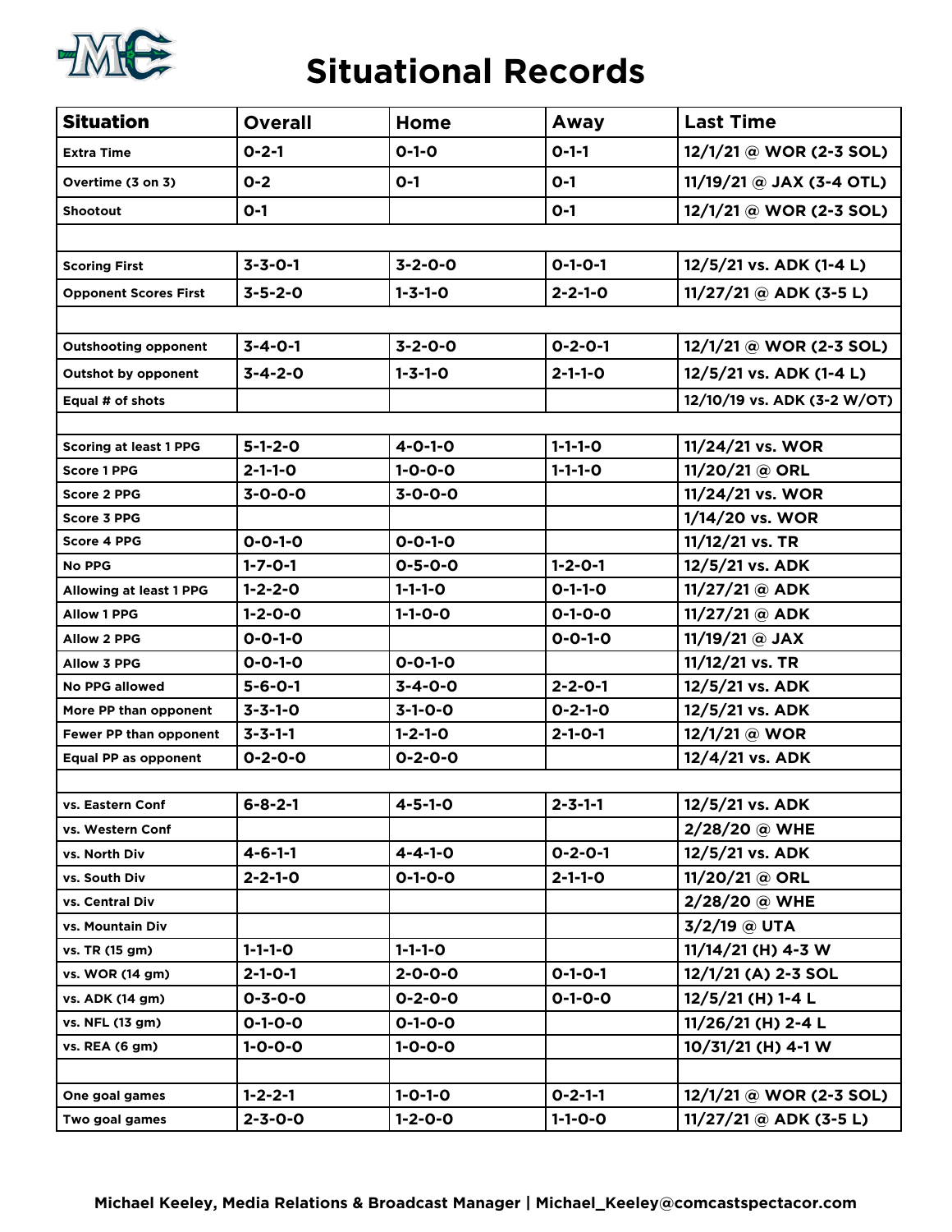# Situational Records

| Situation | Overall | Home | Away | Last Time |
|---|---|---|---|---|
| Extra Time | 0-2-1 | 0-1-0 | 0-1-1 | 12/1/21 @ WOR (2-3 SOL) |
| Overtime (3 on 3) | 0-2 | 0-1 | 0-1 | 11/19/21 @ JAX (3-4 OTL) |
| Shootout | 0-1 | | 0-1 | 12/1/21 @ WOR (2-3 SOL) |
| | | | | |
| Scoring First | 3-3-0-1 | 3-2-0-0 | 0-1-0-1 | 12/5/21 vs. ADK (1-4 L) |
| Opponent Scores First | 3-5-2-0 | 1-3-1-0 | 2-2-1-0 | 11/27/21 @ ADK (3-5 L) |
| | | | | |
| Outshooting opponent | 3-4-0-1 | 3-2-0-0 | 0-2-0-1 | 12/1/21 @ WOR (2-3 SOL) |
| Outshot by opponent | 3-4-2-0 | 1-3-1-0 | 2-1-1-0 | 12/5/21 vs. ADK (1-4 L) |
| Equal # of shots | | | | 12/10/19 vs. ADK (3-2 W/OT) |
| | | | | |
| Scoring at least 1 PPG | 5-1-2-0 | 4-0-1-0 | 1-1-1-0 | 11/24/21 vs. WOR |
| Score 1 PPG | 2-1-1-0 | 1-0-0-0 | 1-1-1-0 | 11/20/21 @ ORL |
| Score 2 PPG | 3-0-0-0 | 3-0-0-0 | | 11/24/21 vs. WOR |
| Score 3 PPG | | | | 1/14/20 vs. WOR |
| Score 4 PPG | 0-0-1-0 | 0-0-1-0 | | 11/12/21 vs. TR |
| No PPG | 1-7-0-1 | 0-5-0-0 | 1-2-0-1 | 12/5/21 vs. ADK |
| Allowing at least 1 PPG | 1-2-2-0 | 1-1-1-0 | 0-1-1-0 | 11/27/21 @ ADK |
| Allow 1 PPG | 1-2-0-0 | 1-1-0-0 | 0-1-0-0 | 11/27/21 @ ADK |
| Allow 2 PPG | 0-0-1-0 | | 0-0-1-0 | 11/19/21 @ JAX |
| Allow 3 PPG | 0-0-1-0 | 0-0-1-0 | | 11/12/21 vs. TR |
| No PPG allowed | 5-6-0-1 | 3-4-0-0 | 2-2-0-1 | 12/5/21 vs. ADK |
| More PP than opponent | 3-3-1-0 | 3-1-0-0 | 0-2-1-0 | 12/5/21 vs. ADK |
| Fewer PP than opponent | 3-3-1-1 | 1-2-1-0 | 2-1-0-1 | 12/1/21 @ WOR |
| Equal PP as opponent | 0-2-0-0 | 0-2-0-0 | | 12/4/21 vs. ADK |
| | | | | |
| vs. Eastern Conf | 6-8-2-1 | 4-5-1-0 | 2-3-1-1 | 12/5/21 vs. ADK |
| vs. Western Conf | | | | 2/28/20 @ WHE |
| vs. North Div | 4-6-1-1 | 4-4-1-0 | 0-2-0-1 | 12/5/21 vs. ADK |
| vs. South Div | 2-2-1-0 | 0-1-0-0 | 2-1-1-0 | 11/20/21 @ ORL |
| vs. Central Div | | | | 2/28/20 @ WHE |
| vs. Mountain Div | | | | 3/2/19 @ UTA |
| vs. TR (15 gm) | 1-1-1-0 | 1-1-1-0 | | 11/14/21 (H) 4-3 W |
| vs. WOR (14 gm) | 2-1-0-1 | 2-0-0-0 | 0-1-0-1 | 12/1/21 (A) 2-3 SOL |
| vs. ADK (14 gm) | 0-3-0-0 | 0-2-0-0 | 0-1-0-0 | 12/5/21 (H) 1-4 L |
| vs. NFL (13 gm) | 0-1-0-0 | 0-1-0-0 | | 11/26/21 (H) 2-4 L |
| vs. REA (6 gm) | 1-0-0-0 | 1-0-0-0 | | 10/31/21 (H) 4-1 W |
| | | | | |
| One goal games | 1-2-2-1 | 1-0-1-0 | 0-2-1-1 | 12/1/21 @ WOR (2-3 SOL) |
| Two goal games | 2-3-0-0 | 1-2-0-0 | 1-1-0-0 | 11/27/21 @ ADK (3-5 L) |

Michael Keeley, Media Relations & Broadcast Manager | Michael_Keeley@comcastspectacor.com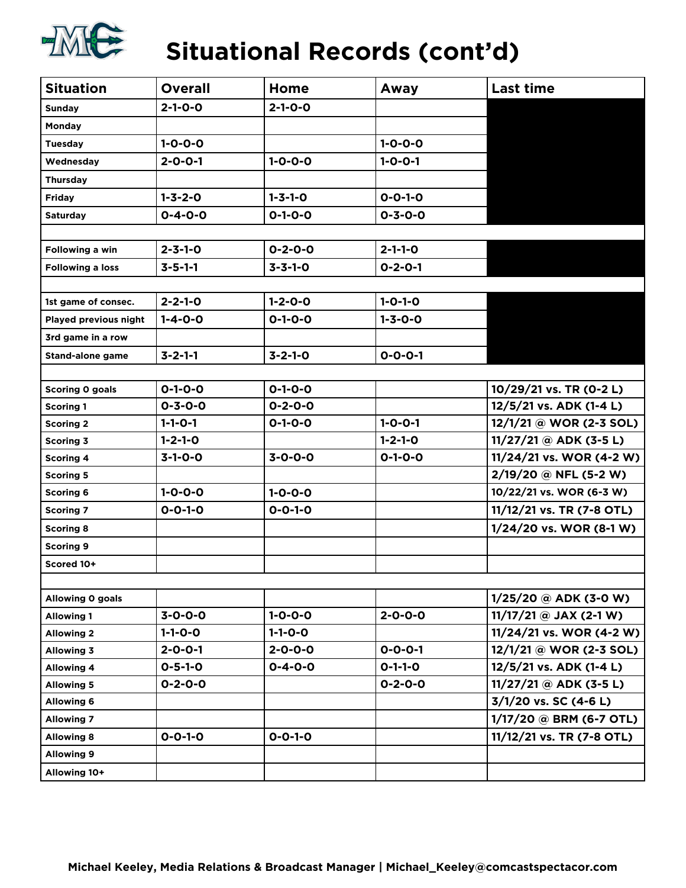# Situational Records (cont'd)

| Situation | Overall | Home | Away | Last time |
|---|---|---|---|---|
| Sunday | 2-1-0-0 | 2-1-0-0 | | |
| Monday | | | | |
| Tuesday | 1-0-0-0 | | 1-0-0-0 | |
| Wednesday | 2-0-0-1 | 1-0-0-0 | 1-0-0-1 | |
| Thursday | | | | |
| Friday | 1-3-2-0 | 1-3-1-0 | 0-0-1-0 | |
| Saturday | 0-4-0-0 | 0-1-0-0 | 0-3-0-0 | |
| | | | | |
| Following a win | 2-3-1-0 | 0-2-0-0 | 2-1-1-0 | |
| Following a loss | 3-5-1-1 | 3-3-1-0 | 0-2-0-1 | |
| | | | | |
| 1st game of consec. | 2-2-1-0 | 1-2-0-0 | 1-0-1-0 | |
| Played previous night | 1-4-0-0 | 0-1-0-0 | 1-3-0-0 | |
| 3rd game in a row | | | | |
| Stand-alone game | 3-2-1-1 | 3-2-1-0 | 0-0-0-1 | |
| | | | | |
| Scoring 0 goals | 0-1-0-0 | 0-1-0-0 | | 10/29/21 vs. TR (0-2 L) |
| Scoring 1 | 0-3-0-0 | 0-2-0-0 | | 12/5/21 vs. ADK (1-4 L) |
| Scoring 2 | 1-1-0-1 | 0-1-0-0 | 1-0-0-1 | 12/1/21 @ WOR (2-3 SOL) |
| Scoring 3 | 1-2-1-0 | | 1-2-1-0 | 11/27/21 @ ADK (3-5 L) |
| Scoring 4 | 3-1-0-0 | 3-0-0-0 | 0-1-0-0 | 11/24/21 vs. WOR (4-2 W) |
| Scoring 5 | | | | 2/19/20 @ NFL (5-2 W) |
| Scoring 6 | 1-0-0-0 | 1-0-0-0 | | 10/22/21 vs. WOR (6-3 W) |
| Scoring 7 | 0-0-1-0 | 0-0-1-0 | | 11/12/21 vs. TR (7-8 OTL) |
| Scoring 8 | | | | 1/24/20 vs. WOR (8-1 W) |
| Scoring 9 | | | | |
| Scored 10+ | | | | |
| | | | | |
| Allowing 0 goals | | | | 1/25/20 @ ADK (3-0 W) |
| Allowing 1 | 3-0-0-0 | 1-0-0-0 | 2-0-0-0 | 11/17/21 @ JAX (2-1 W) |
| Allowing 2 | 1-1-0-0 | 1-1-0-0 | | 11/24/21 vs. WOR (4-2 W) |
| Allowing 3 | 2-0-0-1 | 2-0-0-0 | 0-0-0-1 | 12/1/21 @ WOR (2-3 SOL) |
| Allowing 4 | 0-5-1-0 | 0-4-0-0 | 0-1-1-0 | 12/5/21 vs. ADK (1-4 L) |
| Allowing 5 | 0-2-0-0 | | 0-2-0-0 | 11/27/21 @ ADK (3-5 L) |
| Allowing 6 | | | | 3/1/20 vs. SC (4-6 L) |
| Allowing 7 | | | | 1/17/20 @ BRM (6-7 OTL) |
| Allowing 8 | 0-0-1-0 | 0-0-1-0 | | 11/12/21 vs. TR (7-8 OTL) |
| Allowing 9 | | | | |
| Allowing 10+ | | | | |

Michael Keeley, Media Relations & Broadcast Manager | Michael_Keeley@comcastspectacor.com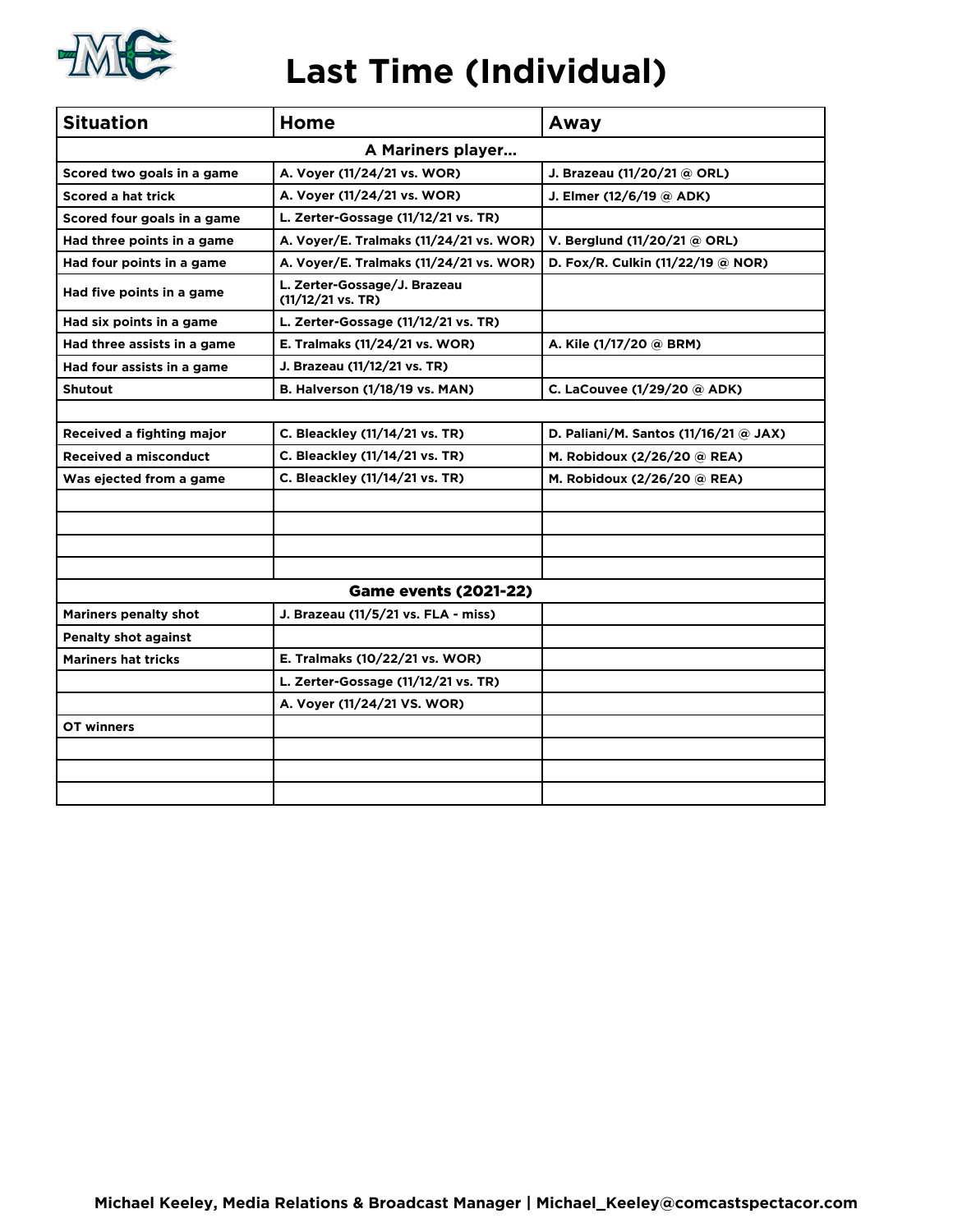# Last Time (Individual)

| Situation | Home | Away |
|---|---|---|
| **A Mariners player...** | | |
| Scored two goals in a game | A. Voyer (11/24/21 vs. WOR) | J. Brazeau (11/20/21 @ ORL) |
| Scored a hat trick | A. Voyer (11/24/21 vs. WOR) | J. Elmer (12/6/19 @ ADK) |
| Scored four goals in a game | L. Zerter-Gossage (11/12/21 vs. TR) | |
| Had three points in a game | A. Voyer/E. Tralmaks (11/24/21 vs. WOR) | V. Berglund (11/20/21 @ ORL) |
| Had four points in a game | A. Voyer/E. Tralmaks (11/24/21 vs. WOR) | D. Fox/R. Culkin (11/22/19 @ NOR) |
| Had five points in a game | L. Zerter-Gossage/J. Brazeau (11/12/21 vs. TR) | |
| Had six points in a game | L. Zerter-Gossage (11/12/21 vs. TR) | |
| Had three assists in a game | E. Tralmaks (11/24/21 vs. WOR) | A. Kile (1/17/20 @ BRM) |
| Had four assists in a game | J. Brazeau (11/12/21 vs. TR) | |
| Shutout | B. Halverson (1/18/19 vs. MAN) | C. LaCouvee (1/29/20 @ ADK) |
| | | |
| Received a fighting major | C. Bleackley (11/14/21 vs. TR) | D. Paliani/M. Santos (11/16/21 @ JAX) |
| Received a misconduct | C. Bleackley (11/14/21 vs. TR) | M. Robidoux (2/26/20 @ REA) |
| Was ejected from a game | C. Bleackley (11/14/21 vs. TR) | M. Robidoux (2/26/20 @ REA) |
| | | |
| | | |
| | | |
| | | |
| **Game events (2021-22)** | | |
| Mariners penalty shot | J. Brazeau (11/5/21 vs. FLA - miss) | |
| Penalty shot against | | |
| Mariners hat tricks | E. Tralmaks (10/22/21 vs. WOR) | |
| | L. Zerter-Gossage (11/12/21 vs. TR) | |
| | A. Voyer (11/24/21 VS. WOR) | |
| OT winners | | |
| | | |
| | | |
| | | |

Michael Keeley, Media Relations & Broadcast Manager | Michael_Keeley@comcastspectacor.com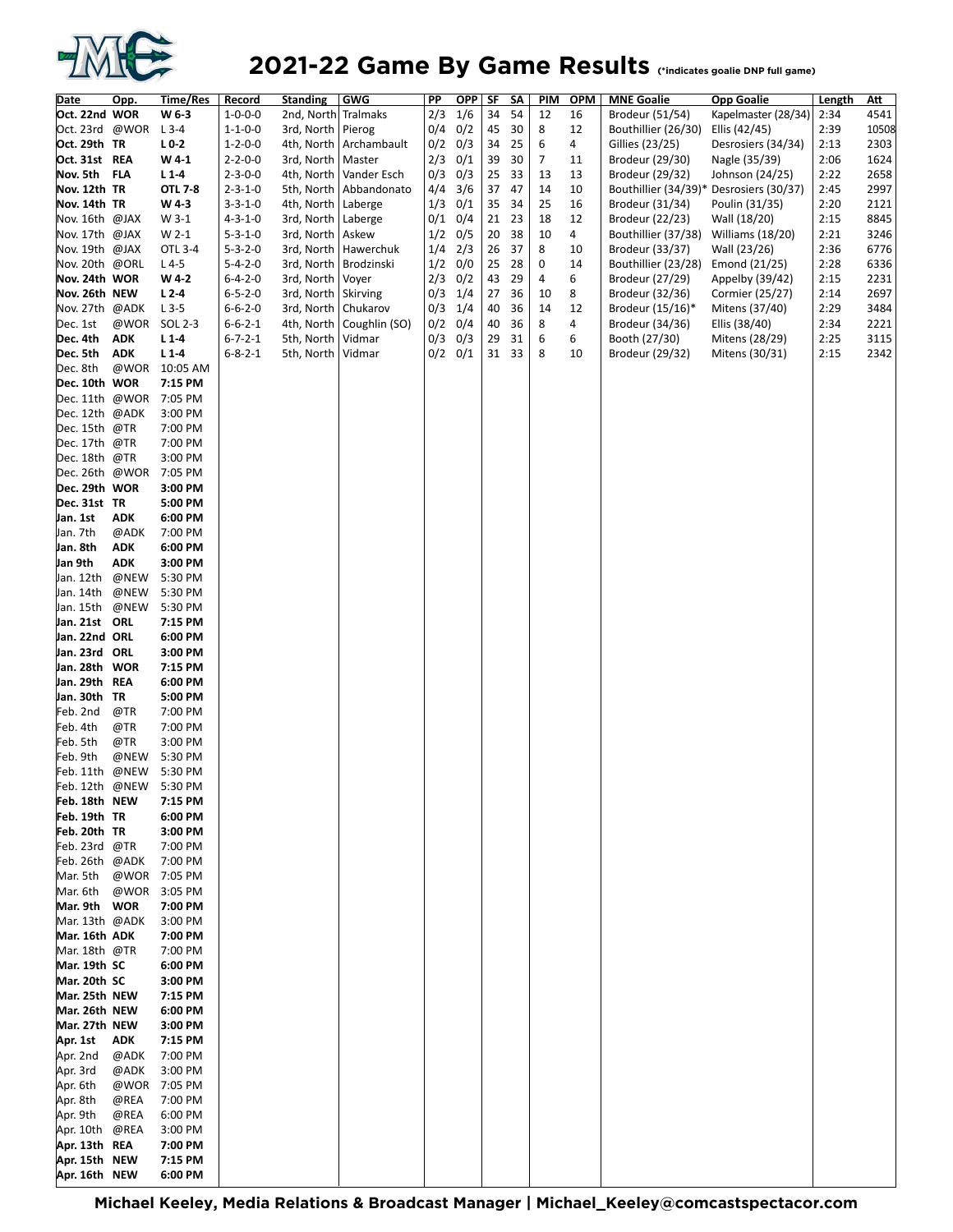# 2021-22 Game By Game Results

(*indicates goalie DNP full game)

| Date | Opp. | Time/Res | Record | Standing | GWG | PP | OPP | SF | SA | PIM | OPM | MNE Goalie | Opp Goalie | Length | Att |
|---|---|---|---|---|---|---|---|---|---|---|---|---|---|---|---|
| **Oct. 22nd** | **WOR** | **W 6-3** | 1-0-0-0 | 2nd, North | Tralmaks | 2/3 | 1/6 | 34 | 54 | 12 | 16 | Brodeur (51/54) | Kapelmaster (28/34) | 2:34 | 4541 |
| Oct. 23rd | @WOR | L 3-4 | 1-1-0-0 | 3rd, North | Pierog | 0/4 | 0/2 | 45 | 30 | 8 | 12 | Bouthillier (26/30) | Ellis (42/45) | 2:39 | 10508 |
| **Oct. 29th** | **TR** | **L 0-2** | 1-2-0-0 | 4th, North | Archambault | 0/2 | 0/3 | 34 | 25 | 6 | 4 | Gillies (23/25) | Desrosiers (34/34) | 2:13 | 2303 |
| **Oct. 31st** | **REA** | **W 4-1** | 2-2-0-0 | 3rd, North | Master | 2/3 | 0/1 | 39 | 30 | 7 | 11 | Brodeur (29/30) | Nagle (35/39) | 2:06 | 1624 |
| **Nov. 5th** | **FLA** | **L 1-4** | 2-3-0-0 | 4th, North | Vander Esch | 0/3 | 0/3 | 25 | 33 | 13 | 13 | Brodeur (29/32) | Johnson (24/25) | 2:22 | 2658 |
| **Nov. 12th** | **TR** | **OTL 7-8** | 2-3-1-0 | 5th, North | Abbandonato | 4/4 | 3/6 | 37 | 47 | 14 | 10 | Bouthillier (34/39)* | Desrosiers (30/37) | 2:45 | 2997 |
| **Nov. 14th** | **TR** | **W 4-3** | 3-3-1-0 | 4th, North | Laberge | 1/3 | 0/1 | 35 | 34 | 25 | 16 | Brodeur (31/34) | Poulin (31/35) | 2:20 | 2121 |
| Nov. 16th | @JAX | W 3-1 | 4-3-1-0 | 3rd, North | Laberge | 0/1 | 0/4 | 21 | 23 | 18 | 12 | Brodeur (22/23) | Wall (18/20) | 2:15 | 8845 |
| Nov. 17th | @JAX | W 2-1 | 5-3-1-0 | 3rd, North | Askew | 1/2 | 0/5 | 20 | 38 | 10 | 4 | Bouthillier (37/38) | Williams (18/20) | 2:21 | 3246 |
| Nov. 19th | @JAX | OTL 3-4 | 5-3-2-0 | 3rd, North | Hawerchuk | 1/4 | 2/3 | 26 | 37 | 8 | 10 | Brodeur (33/37) | Wall (23/26) | 2:36 | 6776 |
| Nov. 20th | @ORL | L 4-5 | 5-4-2-0 | 3rd, North | Brodzinski | 1/2 | 0/0 | 25 | 28 | 0 | 14 | Bouthillier (23/28) | Emond (21/25) | 2:28 | 6336 |
| **Nov. 24th** | **WOR** | **W 4-2** | 6-4-2-0 | 3rd, North | Voyer | 2/3 | 0/2 | 43 | 29 | 4 | 6 | Brodeur (27/29) | Appelby (39/42) | 2:15 | 2231 |
| **Nov. 26th** | **NEW** | **L 2-4** | 6-5-2-0 | 3rd, North | Skirving | 0/3 | 1/4 | 27 | 36 | 10 | 8 | Brodeur (32/36) | Cormier (25/27) | 2:14 | 2697 |
| Nov. 27th | @ADK | L 3-5 | 6-6-2-0 | 3rd, North | Chukarov | 0/3 | 1/4 | 40 | 36 | 14 | 12 | Brodeur (15/16)* | Mitens (37/40) | 2:29 | 3484 |
| Dec. 1st | @WOR | SOL 2-3 | 6-6-2-1 | 4th, North | Coughlin (SO) | 0/2 | 0/4 | 40 | 36 | 8 | 4 | Brodeur (34/36) | Ellis (38/40) | 2:34 | 2221 |
| **Dec. 4th** | **ADK** | **L 1-4** | 6-7-2-1 | 5th, North | Vidmar | 0/3 | 0/3 | 29 | 31 | 6 | 6 | Booth (27/30) | Mitens (28/29) | 2:25 | 3115 |
| **Dec. 5th** | **ADK** | **L 1-4** | 6-8-2-1 | 5th, North | Vidmar | 0/2 | 0/1 | 31 | 33 | 8 | 10 | Brodeur (29/32) | Mitens (30/31) | 2:15 | 2342 |
| Dec. 8th | @WOR | 10:05 AM | | | | | | | | | | | | | |
| **Dec. 10th** | **WOR** | **7:15 PM** | | | | | | | | | | | | | |
| Dec. 11th | @WOR | 7:05 PM | | | | | | | | | | | | | |
| Dec. 12th | @ADK | 3:00 PM | | | | | | | | | | | | | |
| Dec. 15th | @TR | 7:00 PM | | | | | | | | | | | | | |
| Dec. 17th | @TR | 7:00 PM | | | | | | | | | | | | | |
| Dec. 18th | @TR | 3:00 PM | | | | | | | | | | | | | |
| Dec. 26th | @WOR | 7:05 PM | | | | | | | | | | | | | |
| **Dec. 29th** | **WOR** | **3:00 PM** | | | | | | | | | | | | | |
| **Dec. 31st** | **TR** | **5:00 PM** | | | | | | | | | | | | | |
| **Jan. 1st** | **ADK** | **6:00 PM** | | | | | | | | | | | | | |
| Jan. 7th | @ADK | 7:00 PM | | | | | | | | | | | | | |
| **Jan. 8th** | **ADK** | **6:00 PM** | | | | | | | | | | | | | |
| **Jan 9th** | **ADK** | **3:00 PM** | | | | | | | | | | | | | |
| Jan. 12th | @NEW | 5:30 PM | | | | | | | | | | | | | |
| Jan. 14th | @NEW | 5:30 PM | | | | | | | | | | | | | |
| Jan. 15th | @NEW | 5:30 PM | | | | | | | | | | | | | |
| **Jan. 21st** | **ORL** | **7:15 PM** | | | | | | | | | | | | | |
| **Jan. 22nd** | **ORL** | **6:00 PM** | | | | | | | | | | | | | |
| **Jan. 23rd** | **ORL** | **3:00 PM** | | | | | | | | | | | | | |
| **Jan. 28th** | **WOR** | **7:15 PM** | | | | | | | | | | | | | |
| **Jan. 29th** | **REA** | **6:00 PM** | | | | | | | | | | | | | |
| **Jan. 30th** | **TR** | **5:00 PM** | | | | | | | | | | | | | |
| Feb. 2nd | @TR | 7:00 PM | | | | | | | | | | | | | |
| Feb. 4th | @TR | 7:00 PM | | | | | | | | | | | | | |
| Feb. 5th | @TR | 3:00 PM | | | | | | | | | | | | | |
| Feb. 9th | @NEW | 5:30 PM | | | | | | | | | | | | | |
| Feb. 11th | @NEW | 5:30 PM | | | | | | | | | | | | | |
| Feb. 12th | @NEW | 5:30 PM | | | | | | | | | | | | | |
| **Feb. 18th** | **NEW** | **7:15 PM** | | | | | | | | | | | | | |
| **Feb. 19th** | **TR** | **6:00 PM** | | | | | | | | | | | | | |
| **Feb. 20th** | **TR** | **3:00 PM** | | | | | | | | | | | | | |
| Feb. 23rd | @TR | 7:00 PM | | | | | | | | | | | | | |
| Feb. 26th | @ADK | 7:00 PM | | | | | | | | | | | | | |
| Mar. 5th | @WOR | 7:05 PM | | | | | | | | | | | | | |
| Mar. 6th | @WOR | 3:05 PM | | | | | | | | | | | | | |
| **Mar. 9th** | **WOR** | **7:00 PM** | | | | | | | | | | | | | |
| Mar. 13th | @ADK | 3:00 PM | | | | | | | | | | | | | |
| **Mar. 16th** | **ADK** | **7:00 PM** | | | | | | | | | | | | | |
| Mar. 18th | @TR | 7:00 PM | | | | | | | | | | | | | |
| **Mar. 19th** | **SC** | **6:00 PM** | | | | | | | | | | | | | |
| **Mar. 20th** | **SC** | **3:00 PM** | | | | | | | | | | | | | |
| **Mar. 25th** | **NEW** | **7:15 PM** | | | | | | | | | | | | | |
| **Mar. 26th** | **NEW** | **6:00 PM** | | | | | | | | | | | | | |
| **Mar. 27th** | **NEW** | **3:00 PM** | | | | | | | | | | | | | |
| **Apr. 1st** | **ADK** | **7:15 PM** | | | | | | | | | | | | | |
| Apr. 2nd | @ADK | 7:00 PM | | | | | | | | | | | | | |
| Apr. 3rd | @ADK | 3:00 PM | | | | | | | | | | | | | |
| Apr. 6th | @WOR | 7:05 PM | | | | | | | | | | | | | |
| Apr. 8th | @REA | 7:00 PM | | | | | | | | | | | | | |
| Apr. 9th | @REA | 6:00 PM | | | | | | | | | | | | | |
| Apr. 10th | @REA | 3:00 PM | | | | | | | | | | | | | |
| **Apr. 13th** | **REA** | **7:00 PM** | | | | | | | | | | | | | |
| **Apr. 15th** | **NEW** | **7:15 PM** | | | | | | | | | | | | | |
| **Apr. 16th** | **NEW** | **6:00 PM** | | | | | | | | | | | | | |

**Michael Keeley, Media Relations & Broadcast Manager | Michael_Keeley@comcastspectacor.com**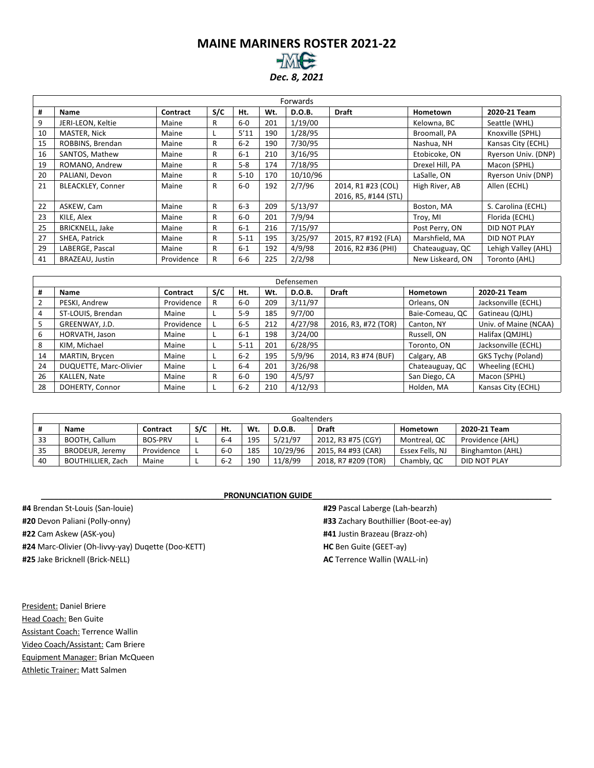# MAINE MARINERS ROSTER 2021-22

*Dec. 8, 2021*

| Forwards | | | | | | | | | |
|---|---|---|---|---|---|---|---|---|---|
| # | Name | Contract | S/C | Ht. | Wt. | D.O.B. | Draft | Hometown | 2020-21 Team |
| 9 | JERI-LEON, Keltie | Maine | R | 6-0 | 201 | 1/19/00 | | Kelowna, BC | Seattle (WHL) |
| 10 | MASTER, Nick | Maine | L | 5'11 | 190 | 1/28/95 | | Broomall, PA | Knoxville (SPHL) |
| 15 | ROBBINS, Brendan | Maine | R | 6-2 | 190 | 7/30/95 | | Nashua, NH | Kansas City (ECHL) |
| 16 | SANTOS, Mathew | Maine | R | 6-1 | 210 | 3/16/95 | | Etobicoke, ON | Ryerson Univ. (DNP) |
| 19 | ROMANO, Andrew | Maine | R | 5-8 | 174 | 7/18/95 | | Drexel Hill, PA | Macon (SPHL) |
| 20 | PALIANI, Devon | Maine | R | 5-10 | 170 | 10/10/96 | | LaSalle, ON | Ryerson Univ (DNP) |
| 21 | BLEACKLEY, Conner | Maine | R | 6-0 | 192 | 2/7/96 | 2014, R1 #23 (COL) 2016, R5, #144 (STL) | High River, AB | Allen (ECHL) |
| 22 | ASKEW, Cam | Maine | R | 6-3 | 209 | 5/13/97 | | Boston, MA | S. Carolina (ECHL) |
| 23 | KILE, Alex | Maine | R | 6-0 | 201 | 7/9/94 | | Troy, MI | Florida (ECHL) |
| 25 | BRICKNELL, Jake | Maine | R | 6-1 | 216 | 7/15/97 | | Post Perry, ON | DID NOT PLAY |
| 27 | SHEA, Patrick | Maine | R | 5-11 | 195 | 3/25/97 | 2015, R7 #192 (FLA) | Marshfield, MA | DID NOT PLAY |
| 29 | LABERGE, Pascal | Maine | R | 6-1 | 192 | 4/9/98 | 2016, R2 #36 (PHI) | Chateauguay, QC | Lehigh Valley (AHL) |
| 41 | BRAZEAU, Justin | Providence | R | 6-6 | 225 | 2/2/98 | | New Liskeard, ON | Toronto (AHL) |

| Defensemen | | | | | | | | | |
|---|---|---|---|---|---|---|---|---|---|
| # | Name | Contract | S/C | Ht. | Wt. | D.O.B. | Draft | Hometown | 2020-21 Team |
| 2 | PESKI, Andrew | Providence | R | 6-0 | 209 | 3/11/97 | | Orleans, ON | Jacksonville (ECHL) |
| 4 | ST-LOUIS, Brendan | Maine | L | 5-9 | 185 | 9/7/00 | | Baie-Comeau, QC | Gatineau (QJHL) |
| 5 | GREENWAY, J.D. | Providence | L | 6-5 | 212 | 4/27/98 | 2016, R3, #72 (TOR) | Canton, NY | Univ. of Maine (NCAA) |
| 6 | HORVATH, Jason | Maine | L | 6-1 | 198 | 3/24/00 | | Russell, ON | Halifax (QMJHL) |
| 8 | KIM, Michael | Maine | L | 5-11 | 201 | 6/28/95 | | Toronto, ON | Jacksonville (ECHL) |
| 14 | MARTIN, Brycen | Maine | L | 6-2 | 195 | 5/9/96 | 2014, R3 #74 (BUF) | Calgary, AB | GKS Tychy (Poland) |
| 24 | DUQUETTE, Marc-Olivier | Maine | L | 6-4 | 201 | 3/26/98 | | Chateauguay, QC | Wheeling (ECHL) |
| 26 | KALLEN, Nate | Maine | R | 6-0 | 190 | 4/5/97 | | San Diego, CA | Macon (SPHL) |
| 28 | DOHERTY, Connor | Maine | L | 6-2 | 210 | 4/12/93 | | Holden, MA | Kansas City (ECHL) |

| Goaltenders | | | | | | | | | |
|---|---|---|---|---|---|---|---|---|---|
| # | Name | Contract | S/C | Ht. | Wt. | D.O.B. | Draft | Hometown | 2020-21 Team |
| 33 | BOOTH, Callum | BOS-PRV | L | 6-4 | 195 | 5/21/97 | 2012, R3 #75 (CGY) | Montreal, QC | Providence (AHL) |
| 35 | BRODEUR, Jeremy | Providence | L | 6-0 | 185 | 10/29/96 | 2015, R4 #93 (CAR) | Essex Fells, NJ | Binghamton (AHL) |
| 40 | BOUTHILLIER, Zach | Maine | L | 6-2 | 190 | 11/8/99 | 2018, R7 #209 (TOR) | Chambly, QC | DID NOT PLAY |

**PRONUNCIATION GUIDE**

**#4** Brendan St-Louis (San-louie)

**#20** Devon Paliani (Polly-onny)

**#22** Cam Askew (ASK-you)

**#24** Marc-Olivier (Oh-livvy-yay) Duqette (Doo-KETT)

**#25** Jake Bricknell (Brick-NELL)

**#29** Pascal Laberge (Lah-bearzh)

**#33** Zachary Bouthillier (Boot-ee-ay)

**#41** Justin Brazeau (Brazz-oh)

**HC** Ben Guite (GEET-ay)

**AC** Terrence Wallin (WALL-in)

President: Daniel Briere

Head Coach: Ben Guite

Assistant Coach: Terrence Wallin

Video Coach/Assistant: Cam Briere

Equipment Manager: Brian McQueen

Athletic Trainer: Matt Salmen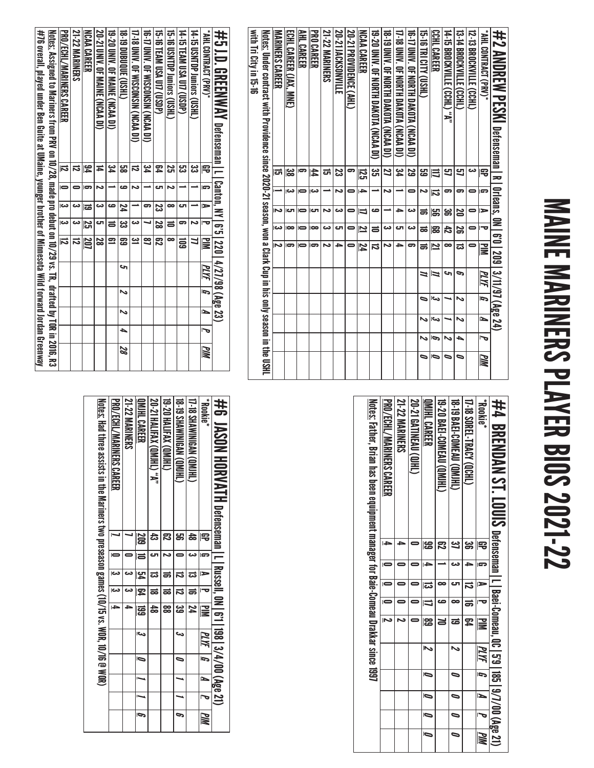# MAINE MARINERS PLAYER BIOS 2021-22

## #2 ANDREW PESKI Defenseman | R | Orleans, ON | 6'0 | 209 | 3/11/97 (Age 24)

| *AHL CONTRACT (PRV)* | GP | G | A | P | PIM | PLYF | G | A | P | PIM |
|---|---|---|---|---|---|---|---|---|---|---|
| 12-13 BROCKVILLE (CCHL) | 3 | 0 | 0 | 0 | 0 | | | | | |
| 13-14 BROCKVILLE (CCHL) | 57 | 6 | 20 | 26 | 13 | 6 | 2 | 2 | 4 | 0 |
| 14-15 BROCKVILLE (CCHL) "A" | 57 | 6 | 36 | 42 | 8 | 5 | 1 | 1 | 2 | 0 |
| CCHL CAREER | 117 | 12 | 56 | 68 | 21 | 11 | 3 | 3 | 6 | 0 |
| 15-16 TRI CITY (USHL) | 59 | 2 | 16 | 18 | 16 | 11 | 0 | 2 | 2 | 0 |
| 16-17 UNIV. OF NORTH DAKOTA (NCAA DI) | 29 | 0 | 3 | 3 | 6 | | | | | |
| 17-18 UNIV. OF NORTH DAKOTA (NCAA DI) | 34 | 1 | 4 | 5 | 4 | | | | | |
| 18-19 UNIV. OF NORTH DAKOTA (NCAA DI) | 27 | 2 | 1 | 3 | 2 | | | | | |
| 19-20 UNIV OF NORTH DAKOTA (NCAA DI) | 35 | 1 | 9 | 10 | 12 | | | | | |
| NCAA CAREER | 125 | 4 | 17 | 21 | 24 | | | | | |
| 20-21 PROVIDENCE (AHL) | 6 | 0 | 0 | 0 | 0 | | | | | |
| 20-21 JACKSONVILLE | 23 | 2 | 3 | 5 | 4 | | | | | |
| 21-22 MARINERS | 15 | 1 | 2 | 3 | 2 | | | | | |
| PRO CAREER | 44 | 3 | 5 | 8 | 6 | | | | | |
| AHL CAREER | 6 | 0 | 0 | 0 | 0 | | | | | |
| ECHL CAREER (JAX, MNE) | 38 | 3 | 5 | 8 | 6 | | | | | |
| MARINERS CAREER | 15 | 1 | 2 | 3 | 2 | | | | | |

Notes: Under contract with Providence since 2020-21 season, won a Clark Cup in his only season in the USHL with Tri City in 15-16

## #5 J.D. GREENWAY Defenseman | L | Canton, NY | 6'5 | 220 | 4/27/98 (Age 23)

| *AHL CONTRACT (PRV)* | GP | G | A | P | PIM | PLYF | G | A | P | PIM |
|---|---|---|---|---|---|---|---|---|---|---|
| 14-15 USNTDP Juniors (USHL) | 33 | 1 | 1 | 2 | 77 | | | | | |
| 14-15 TEAM USA U17 (USDP) | 53 | 1 | 5 | 6 | 109 | | | | | |
| 15-16 USNTDP Juniors (USHL) | 25 | 2 | 8 | 10 | 8 | | | | | |
| 15-16 TEAM USA U17 (USDP) | 64 | 5 | 23 | 28 | 62 | | | | | |
| 16-17 UNIV. OF WISCONSIN (NCAA DI) | 34 | 1 | 6 | 7 | 87 | | | | | |
| 17-18 UNIV. OF WISCONSIN (NCAA DI) | 12 | 2 | 1 | 3 | 31 | | | | | |
| 18-19 DUBUQUE (USHL) | 58 | 9 | 24 | 33 | 69 | 5 | 2 | 2 | 4 | 28 |
| 19-20 UNIV. OF MAINE (NCAA DI) | 34 | 1 | 9 | 10 | 61 | | | | | |
| 20-21 UNIV. OF MAINE (NCAA DI) | 14 | 2 | 3 | 5 | 28 | | | | | |
| NCAA CAREER | 94 | 6 | 19 | 25 | 207 | | | | | |
| 21-22 MARINERS | 12 | 0 | 3 | 3 | 12 | | | | | |
| PRO/ECHL/MARINERS CAREER | 12 | 0 | 3 | 3 | 12 | | | | | |

Notes: Assigned to Mariners from PRV on 10/28, made pro debut on 10/29 vs. TR, drafted by TOR in 2016, R3 #76 overall, played under Ben Guite at UMaine, younger brother of Minnesota Wild forward Jordan Greenway

## #4 BRENDAN ST. LOUIS Defenseman | L | Baei-Comeau, QC | 5'9 | 185 | 9/7/00 (Age 21)

| *Rookie* | GP | G | A | P | PIM | PLYF | G | A | P | PIM |
|---|---|---|---|---|---|---|---|---|---|---|
| 17-18 SOREL-TRACY (QCHL) | 36 | 4 | 12 | 16 | 64 | | | | | |
| 18-19 BAEI-COMEAU (QMJHL) | 37 | 3 | 5 | 8 | 19 | 2 | 0 | 0 | 0 | 0 |
| 19-20 BAEI-COMEAU (QMJHL) | 62 | 1 | 8 | 9 | 70 | | | | | |
| QMJHL CAREER | 99 | 4 | 13 | 17 | 89 | 2 | 0 | 0 | 0 | 0 |
| 20-21 GATINEAU (QJHL) | 0 | 0 | 0 | 0 | 0 | | | | | |
| 21-22 MARINERS | 4 | 0 | 0 | 0 | 2 | | | | | |
| PRO/ECHL/MARINERS CAREER | 4 | 0 | 0 | 0 | 2 | | | | | |

Notes: Father, Brian has been equipment manager for Baie-Comeau Drakkar since 1997

## #6 JASON HORVATH Defenseman | L | Russell, ON | 6'1 | 198 | 3/4/00 (Age 21)

| *Rookie* | GP | G | A | P | PIM | PLYF | G | A | P | PIM |
|---|---|---|---|---|---|---|---|---|---|---|
| 17-18 SHAWINIGAN (QMJHL) | 48 | 3 | 13 | 16 | 24 | | | | | |
| 18-19 SHAWINIGAN (QMJHL) | 56 | 0 | 12 | 12 | 39 | 3 | 0 | 1 | 1 | 6 |
| 19-20 HALIFAX (QMJHL) | 62 | 2 | 16 | 18 | 88 | | | | | |
| 20-21 HALIFAX (QMJHL) "A" | 43 | 5 | 13 | 18 | 48 | | | | | |
| QMJHL CAREER | 209 | 10 | 54 | 64 | 199 | 3 | 0 | 1 | 1 | 6 |
| 21-22 MARINERS | 1 | 0 | 3 | 3 | 4 | | | | | |
| PRO/ECHL/MARINERS CAREER | 1 | 0 | 3 | 3 | 4 | | | | | |

Notes: Had three assists in the Mariners two preseason games (10/15 vs. WOR, 10/16 @ WOR)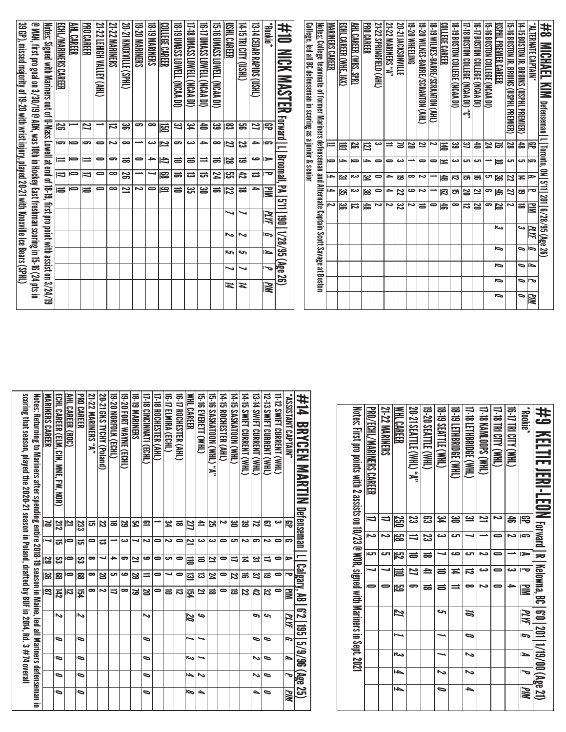## #8 MICHAEL KIM Defenseman | L | Toronto, ON | 5'11 | 201 | 6/28/95 (Age 26)

| *ALTERNATE CAPTAIN* | GP | G | A | P | PIM | PLYF | G | A | P | PIM |
|---|---|---|---|---|---|---|---|---|---|---|
| 14-15 BOSTON JR. BRUINS (USPHL PREMIER) | 48 | 5 | 14 | 19 | 18 | 3 | 0 | 0 | 0 | 0 |
| 15-16 BOSTON JR. BRUINS (USPHL PREMIER) | 28 | 5 | 22 | 27 | 2 | | | | | |
| USPHL PREMIER CAREER | 76 | 10 | 36 | 46 | 20 | 3 | 0 | 0 | 0 | 0 |
| 15-16 BOSTON COLLEGE (NCAA DI) | 24 | 1 | 5 | 6 | 6 | | | | | |
| 16-17 BOSTON COLLEGE (NCAA DI) | 40 | 5 | 16 | 21 | 20 | | | | | |
| 17-18 BOSTON COLLEGE (NCAA DI) "C" | 37 | 5 | 15 | 20 | 12 | | | | | |
| 18-19 BOSTON COLLEGE (NCAA DI) | 39 | 3 | 12 | 15 | 8 | | | | | |
| COLLEGE CAREER | 140 | 14 | 48 | 62 | 46 | | | | | |
| 18-19 WILKES-BARRE/SCRANTON (AHL) | 2 | 0 | 1 | 1 | 0 | | | | | |
| 19-20 WILKES-BARRE/SCRANTON (AHL) | 21 | 0 | 2 | 2 | 10 | | | | | |
| 19-20 WHEELING | 20 | 1 | 8 | 9 | 2 | | | | | |
| 20-21 JACKSONVILLE | 70 | 3 | 19 | 22 | 32 | | | | | |
| 21-22 MARINERS "A" | 11 | 0 | 4 | 4 | 2 | | | | | |
| 21-22 SPRINGFIELD (AHL) | 3 | 0 | 0 | 0 | 2 | | | | | |
| PRO CAREER | 127 | 4 | 34 | 38 | 48 | | | | | |
| AHL CAREER (WBS, SPR) | 26 | 0 | 3 | 3 | 12 | | | | | |
| ECHL CAREER (WHE, JAX) | 101 | 4 | 31 | 35 | 36 | | | | | |
| MARINERS CAREER | 11 | 0 | 4 | 4 | 2 | | | | | |

Notes: College teammate of former Mariners defenseman and Alternate Captain Scott Savage at Boston College, led all BC defenseman in scoring as a junior & senior

## #9 KELTIE JERI-LEON Forward | R | Kelowna, BC | 6'0 | 201 | 1/19/00 (Age 21)

| *Rookie* | GP | G | A | P | PIM | PLYF | G | A | P | PIM |
|---|---|---|---|---|---|---|---|---|---|---|
| 16-17 TRI CITY (WHL) | 46 | 2 | 1 | 3 | 4 | | | | | |
| 17-18 TRI CITY (WHL) | 2 | 0 | 0 | 0 | 0 | | | | | |
| 17-18 KAMLOOPS (WHL) | 21 | 1 | 2 | 3 | 2 | | | | | |
| 17-18 LETHBRIDGE (WHL) | 31 | 7 | 5 | 12 | 8 | 16 | 0 | 2 | 2 | 4 |
| 18-19 LETHBRIDGE (WHL) | 30 | 5 | 9 | 14 | 11 | | | | | |
| 18-19 SEATTLE (WHL) | 34 | 3 | 7 | 10 | 10 | 5 | 1 | 1 | 2 | 0 |
| 19-20 SEATTLE (WHL) | 63 | 23 | 18 | 41 | 18 | | | | | |
| 20-21 SEATTLE (WHL) "A" | 23 | 17 | 10 | 27 | 6 | | | | | |
| WHL CAREER | 250 | 58 | 52 | 110 | 59 | 21 | 1 | 3 | 4 | 4 |
| 21-22 MARINERS | 17 | 2 | 5 | 7 | 0 | | | | | |
| PRO/ECHL/MARINERS CAREER | 17 | 2 | 5 | 7 | 0 | | | | | |

Notes: First pro points with 2 assists on 10/23 @ WOR, signed with Mariners in Sept. 2021

## #10 NICK MASTER Forward | L | Broomall, PA | 5'11 | 190 | 1/28/95 (Age 26)

| *Rookie* | GP | G | A | P | PIM | PLYF | G | A | P | PIM |
|---|---|---|---|---|---|---|---|---|---|---|
| 13-14 CEDAR RAPIDS (USHL) | 27 | 4 | 9 | 13 | 4 | | | | | |
| 14-15 TRI CITY (USHL) | 56 | 23 | 19 | 42 | 18 | 7 | 2 | 5 | 7 | 14 |
| USHL CAREER | 83 | 27 | 28 | 55 | 22 | 7 | 2 | 5 | 7 | 14 |
| 15-16 UMASS LOWELL (NCAA DI) | 39 | 8 | 16 | 24 | 16 | | | | | |
| 16-17 UMASS LOWELL (NCAA DI) | 40 | 4 | 11 | 15 | 30 | | | | | |
| 17-18 UMASS LOWELL (NCAA DI) | 34 | 3 | 10 | 13 | 35 | | | | | |
| 18-19 UMASS LOWELL (NCAA DI) | 37 | 6 | 10 | 16 | 10 | | | | | |
| COLLEGE CAREER | 150 | 21 | 47 | 68 | 91 | | | | | |
| 18-19 MARINERS | 8 | 3 | 4 | 7 | 0 | | | | | |
| 19-20 MARINERS | 6 | 1 | 0 | 1 | 2 | | | | | |
| 20-21 KNOXVILLE (SPHL) | 36 | 8 | 18 | 26 | 21 | | | | | |
| 21-22 MARINERS | 12 | 2 | 6 | 8 | 8 | | | | | |
| 21-22 LEHIGH VALLEY (AHL) | 1 | 0 | 0 | 0 | 0 | | | | | |
| PRO CAREER | 27 | 6 | 11 | 17 | 10 | | | | | |
| AHL CAREER | 1 | 0 | 0 | 0 | 0 | | | | | |
| ECHL/MARINERS CAREER | 26 | 6 | 11 | 17 | 10 | | | | | |

Notes: Signed with Mariners out of U-Mass Lowell at end of 18-19, first pro point with assist on 3/24/19 @ MAN, first pro goal on 3/30/19 @ ADK, was 10th in Hockey East freshman scoring in 15-16 (24 pts in 39 GP), missed majority of 19-20 with wrist injury, played 20-21 with Knoxville Ice Bears (SPHL)

## #14 BRYCEN MARTIN Defenseman | L | Calgary, AB | 6'2 | 195 | 5/9/96 (Age 25)

| *ASSISTANT CAPTAIN* | GP | G | A | P | PIM | PLYF | G | A | P | PIM |
|---|---|---|---|---|---|---|---|---|---|---|
| 11-12 SWIFT CURRENT (WHL) | 3 | 0 | 0 | 0 | 0 | | | | | |
| 12-13 SWIFT CURRENT (WHL) | 67 | 2 | 17 | 19 | 32 | 5 | 0 | 0 | 0 | 0 |
| 13-14 SWIFT CURRENT (WHL) | 72 | 6 | 31 | 37 | 42 | 6 | 0 | 2 | 2 | 4 |
| 14-15 SWIFT CURRENT (WHL) | 39 | 2 | 14 | 16 | 22 | | | | | |
| 14-15 SASKATOON (WHL) | 30 | 5 | 17 | 22 | 19 | | | | | |
| 14-15 ROCHESTER (AHL) | 2 | 0 | 0 | 0 | 0 | | | | | |
| 15-16 SASKATOON (WHL) "A" | 25 | 3 | 21 | 24 | 18 | | | | | |
| 15-16 EVERETT (WHL) | 41 | 3 | 10 | 13 | 21 | 9 | 1 | 1 | 2 | 4 |
| WHL CAREER | 277 | 21 | 110 | 131 | 154 | 20 | 1 | 3 | 4 | 8 |
| 16-17 ROCHESTER (AHL) | 18 | 0 | 0 | 0 | 12 | | | | | |
| 16-17 ELMIRA (ECHL) | 34 | 2 | 5 | 7 | 10 | | | | | |
| 17-18 ROCHESTER (AHL) | 1 | 0 | 0 | 0 | 0 | | | | | |
| 17-18 CINCINNATI (ECHL) | 61 | 2 | 9 | 11 | 20 | 2 | 0 | 0 | 0 | 0 |
| 18-19 MARINERS | 54 | 7 | 21 | 28 | 79 | | | | | |
| 19-20 FORT WAYNE (ECHL) | 29 | 3 | 6 | 9 | 8 | | | | | |
| 19-20 NORFOLK (ECHL) | 18 | 1 | 4 | 5 | 17 | | | | | |
| 20-21 GKS TYCHY (Poland) | 22 | 13 | 7 | 20 | 2 | | | | | |
| 21-22 MARINERS "A" | 15 | 0 | 8 | 8 | 8 | | | | | |
| PRO CAREER | 233 | 15 | 53 | 68 | 154 | 2 | 0 | 0 | 0 | 0 |
| AHL CAREER (ROC) | 21 | 0 | 0 | 0 | 12 | | | | | |
| ECHL CAREER (ELM, CIN, MNE, FW, NOR) | 212 | 15 | 53 | 68 | 142 | 2 | 0 | 0 | 0 | 0 |
| MARINERS CAREER | 70 | 7 | 29 | 36 | 87 | | | | | |

Notes: Returning to Mariners after spending entire 2018-19 season in Maine, led all Mariners defenseman in scoring that season, played the 2020-21 season in Poland, drafted by BUF in 2014, Rd. 3 #74 overall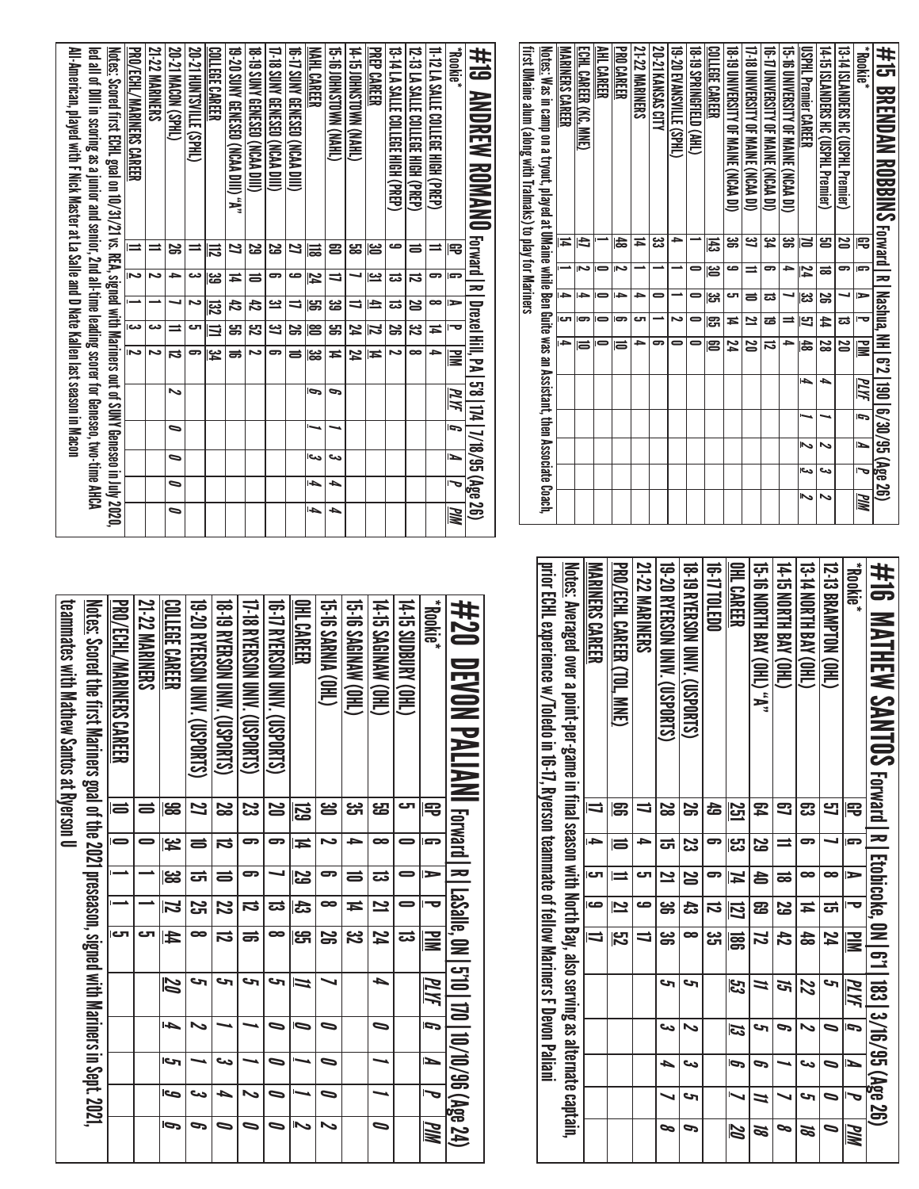# #15 BRENDAN ROBBINS

Forward | R | Nashua, NH | 6'2 | 190 | 6/30/95 (Age 26)

| *Rookie* | GP | G | A | P | PIM | PLYF | G | A | P | PIM |
|---|---|---|---|---|---|---|---|---|---|---|
| 13-14 ISLANDERS HC (USPHL Premier) | 20 | 6 | 7 | 13 | 20 | | | | | |
| 14-15 ISLANDERS HC (USPHL Premier) | 50 | 18 | 26 | 44 | 28 | 4 | 1 | 2 | 3 | 2 |
| USPHL Premier CAREER | 70 | 24 | 33 | 57 | 48 | 4 | 1 | 2 | 3 | 2 |
| 15-16 UNIVERSITY OF MAINE (NCAA DI) | 36 | 4 | 7 | 11 | 4 | | | | | |
| 16-17 UNIVERSITY OF MAINE (NCAA DI) | 34 | 6 | 13 | 19 | 12 | | | | | |
| 17-18 UNIVERSITY OF MAINE (NCAA DI) | 37 | 11 | 10 | 21 | 20 | | | | | |
| 18-19 UNIVERSITY OF MAINE (NCAA DI) | 36 | 9 | 5 | 14 | 24 | | | | | |
| COLLEGE CAREER | 143 | 30 | 35 | 65 | 60 | | | | | |
| 18-19 SPRINGFIELD (AHL) | 1 | 0 | 0 | 0 | 0 | | | | | |
| 19-20 EVANSVILLE (SPHL) | 4 | 1 | 1 | 2 | 0 | | | | | |
| 20-21 KANSAS CITY | 33 | 1 | 0 | 1 | 6 | | | | | |
| 21-22 MARINERS | 14 | 1 | 4 | 5 | 4 | | | | | |
| PRO CAREER | 48 | 2 | 4 | 6 | 10 | | | | | |
| AHL CAREER | 1 | 0 | 0 | 0 | 0 | | | | | |
| ECHL CAREER (KC, MNE) | 47 | 2 | 4 | 6 | 10 | | | | | |
| MARINERS CAREER | 14 | 1 | 4 | 5 | 4 | | | | | |

Notes: Was in camp on a tryout, played at UMaine while Ben Guite was an Assistant, then Associate Coach, first UMaine alum (along with Tralmaks) to play for Mariners

# #19 ANDREW ROMANO

Forward | R | Drexel Hill, PA | 5'8 | 174 | 7/18/95 (Age 26)

| *Rookie* | GP | G | A | P | PIM | PLYF | G | A | P | PIM |
|---|---|---|---|---|---|---|---|---|---|---|
| 11-12 LA SALLE COLLEGE HIGH (PREP) | 11 | 6 | 8 | 14 | 4 | | | | | |
| 12-13 LA SALLE COLLEGE HIGH (PREP) | 10 | 12 | 20 | 32 | 8 | | | | | |
| 13-14 LA SALLE COLLEGE HIGH (PREP) | 9 | 13 | 13 | 26 | 2 | | | | | |
| PREP CAREER | 30 | 31 | 41 | 72 | 14 | | | | | |
| 14-15 JOHNSTOWN (NAHL) | 58 | 7 | 17 | 24 | 24 | | | | | |
| 15-16 JOHNSTOWN (NAHL) | 60 | 17 | 39 | 56 | 14 | 6 | 1 | 3 | 4 | 4 |
| NAHL CAREER | 118 | 24 | 56 | 80 | 38 | 6 | 1 | 3 | 4 | 4 |
| 16-17 SUNY GENESEO (NCAA DIII) | 27 | 9 | 17 | 26 | 10 | | | | | |
| 17-18 SUNY GENESEO (NCAA DIII) | 29 | 6 | 31 | 37 | 6 | | | | | |
| 18-19 SUNY GENESEO (NCAA DIII) | 29 | 10 | 42 | 52 | 2 | | | | | |
| 19-20 SUNY GENESEO (NCAA DIII) "A" | 27 | 14 | 42 | 56 | 16 | | | | | |
| COLLEGE CAREER | 112 | 39 | 132 | 171 | 34 | | | | | |
| 20-21 HUNTSVILLE (SPHL) | 11 | 3 | 2 | 5 | 6 | | | | | |
| 20-21 MACON (SPHL) | 26 | 4 | 7 | 11 | 12 | 2 | 0 | 0 | 0 | 0 |
| 21-22 MARINERS | 11 | 2 | 1 | 3 | 2 | | | | | |
| PRO/ECHL/MARINERS CAREER | 11 | 2 | 1 | 3 | 2 | | | | | |

Notes: Scored first ECHL goal on 10/31/21 vs. REA, signed with Mariners out of SUNY Geneseo in July 2020, led all of DIII in scoring as a junior and senior, 2nd all-time leading scorer for Geneseo, two-time AHCA All-American, played with F Nick Master at La Salle and D Nate Kallen last season in Macon

# #16 MATHEW SANTOS

Forward | R | Etobicoke, ON | 6'1 | 183 | 3/16/95 (Age 26)

| *Rookie* | GP | G | A | P | PIM | PLYF | G | A | P | PIM |
|---|---|---|---|---|---|---|---|---|---|---|
| 12-13 BRAMPTON (OHL) | 57 | 7 | 8 | 15 | 24 | 5 | 0 | 0 | 0 | 0 |
| 13-14 NORTH BAY (OHL) | 63 | 6 | 8 | 14 | 48 | 22 | 2 | 3 | 5 | 18 |
| 14-15 NORTH BAY (OHL) | 67 | 11 | 18 | 29 | 42 | 15 | 6 | 1 | 7 | 8 |
| 15-16 NORTH BAY (OHL) "A" | 64 | 29 | 40 | 69 | 72 | 11 | 5 | 6 | 11 | 18 |
| OHL CAREER | 251 | 53 | 74 | 127 | 186 | 53 | 13 | 10 | 23 | 44 |
| 16-17 TOLEDO | 49 | 6 | 6 | 12 | 35 | | | | | |
| 18-19 RYERSON UNIV. (USPORTS) | 26 | 23 | 20 | 43 | 8 | 5 | 2 | 3 | 5 | 6 |
| 19-20 RYERSON UNIV. (USPORTS) | 28 | 15 | 21 | 36 | 36 | 5 | 3 | 4 | 7 | 8 |
| 21-22 MARINERS | 17 | 4 | 5 | 9 | 17 | | | | | |
| PRO/ECHL CAREER (TOL, MNE) | 66 | 10 | 11 | 21 | 52 | | | | | |
| MARINERS CAREER | 17 | 4 | 5 | 9 | 17 | | | | | |

Notes: Averaged over a point-per-game in final season with North Bay, also serving as alternate captain, prior ECHL experience w/Toledo in 16-17, Ryerson teammate of fellow Mariners F Devon Paliani

# #20 DEVON PALIANI

Forward | R | LaSalle, ON | 5'10 | 170 | 10/10/96 (Age 24)

| *Rookie* | GP | G | A | P | PIM | PLYF | G | A | P | PIM |
|---|---|---|---|---|---|---|---|---|---|---|
| 14-15 SUDBURY (OHL) | 5 | 0 | 0 | 0 | 13 | | | | | |
| 14-15 SAGINAW (OHL) | 59 | 8 | 13 | 21 | 24 | 4 | 0 | 1 | 1 | 0 |
| 15-16 SAGINAW (OHL) | 35 | 4 | 10 | 14 | 32 | | | | | |
| 15-16 SARNIA (OHL) | 30 | 2 | 6 | 8 | 26 | 7 | 0 | 0 | 0 | 2 |
| OHL CAREER | 129 | 14 | 29 | 43 | 95 | 11 | 0 | 1 | 1 | 2 |
| 16-17 RYERSON UNIV. (USPORTS) | 20 | 6 | 7 | 13 | 8 | 5 | 0 | 0 | 0 | 0 |
| 17-18 RYERSON UNIV. (USPORTS) | 23 | 6 | 6 | 12 | 16 | 5 | 1 | 1 | 2 | 0 |
| 18-19 RYERSON UNIV. (USPORTS) | 28 | 12 | 10 | 22 | 12 | 5 | 1 | 3 | 4 | 0 |
| 19-20 RYERSON UNIV. (USPORTS) | 27 | 10 | 15 | 25 | 8 | 5 | 2 | 1 | 3 | 6 |
| COLLEGE CAREER | 98 | 34 | 38 | 72 | 44 | 20 | 4 | 5 | 9 | 6 |
| 21-22 MARINERS | 10 | 0 | 1 | 1 | 5 | | | | | |
| PRO/ECHL/MARINERS CAREER | 10 | 0 | 1 | 1 | 5 | | | | | |

Notes: Scored the first Mariners goal of the 2021 preseason, signed with Mariners in Sept. 2021, teammates with Mathew Santos at Ryerson U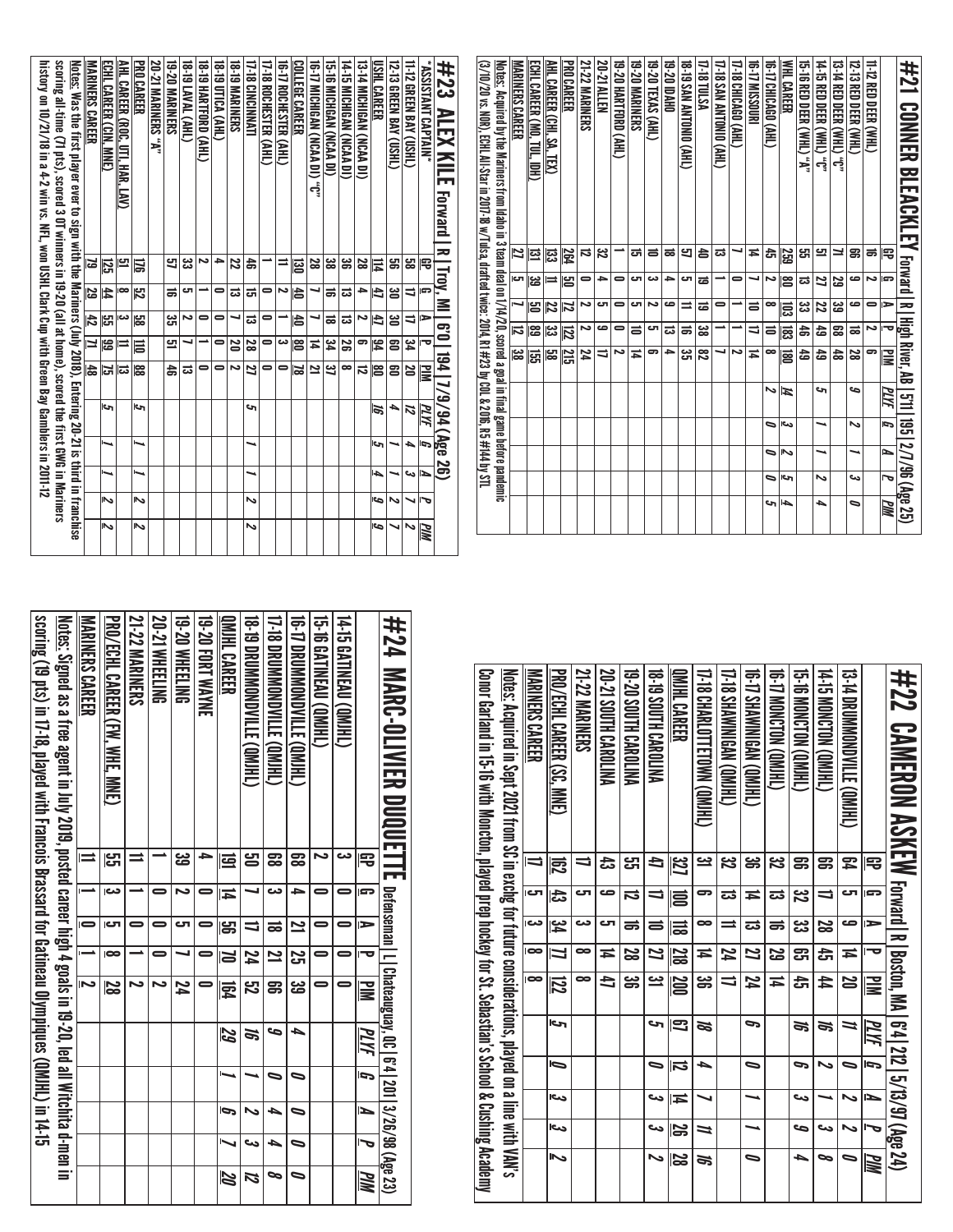# #21 CONNER BLEACKLEY

Forward | R | High River, AB | 5'11 | 195 | 2/7/96 (Age 25)

| | GP | G | A | P | PIM | PLYF | G | A | P | PIM |
|---|---|---|---|---|---|---|---|---|---|---|
| 11-12 RED DEER (WHL) | 16 | 2 | 0 | 2 | 6 | | | | | |
| 12-13 RED DEER (WHL) | 66 | 9 | 9 | 18 | 28 | 9 | 2 | 1 | 3 | 0 |
| 13-14 RED DEER (WHL) "C" | 71 | 29 | 39 | 68 | 48 | | | | | |
| 14-15 RED DEER (WHL) "C" | 51 | 27 | 22 | 49 | 49 | 5 | 1 | 1 | 2 | 4 |
| 15-16 RED DEER (WHL) "A" | 55 | 13 | 33 | 46 | 49 | | | | | |
| WHL CAREER | 259 | 80 | 103 | 183 | 180 | 14 | 3 | 2 | 5 | 4 |
| 16-17 CHICAGO (AHL) | 45 | 2 | 8 | 10 | 8 | 2 | 0 | 0 | 0 | 5 |
| 16-17 MISSOURI | 14 | 7 | 10 | 17 | 14 | | | | | |
| 17-18 CHICAGO (AHL) | 7 | 0 | 1 | 1 | 0 | | | | | |
| 17-18 SAN ANTONIO (AHL) | 13 | 1 | 0 | 1 | 7 | | | | | |
| 17-18 TULSA | 40 | 19 | 19 | 38 | 82 | | | | | |
| 18-19 SAN ANTONIO (AHL) | 57 | 5 | 11 | 16 | 35 | | | | | |
| 19-20 IDAHO | 18 | 4 | 9 | 13 | 4 | | | | | |
| 19-20 TEXAS (AHL) | 10 | 3 | 2 | 5 | 6 | | | | | |
| 19-20 MARINERS | 15 | 5 | 5 | 10 | 14 | | | | | |
| 19-20 HARTFORD (AHL) | 1 | 0 | 0 | 0 | 2 | | | | | |
| 20-21 ALLEN | 32 | 4 | 5 | 9 | 17 | | | | | |
| 21-22 MARINERS | 12 | 0 | 2 | 2 | 24 | | | | | |
| PRO CAREER | 264 | 50 | 72 | 122 | 215 | | | | | |
| AHL CAREER (CHI, SA, TEX) | 133 | 11 | 22 | 33 | 58 | | | | | |
| ECHL CAREER (MO, TUL, IDH) | 131 | 39 | 50 | 89 | 155 | | | | | |
| MARINERS CAREER | 27 | 5 | 7 | 12 | 38 | | | | | |

Notes: Acquired by the Mariners from Idaho in 3 team deal on 1/14/20, scored a goal in final game before pandemic (3/10/20 vs. NOR), ECHL All-Star in 2017-18 w/Tulsa, drafted twice: 2014, R1 #23 by COL & 2016, R5 #144 by STL

# #23 ALEX KILE

Forward | R | Troy, MI | 6'0 | 194 | 7/9/94 (Age 26)

*ASSISTANT CAPTAIN*

| | GP | G | A | P | PIM | PLYF | G | A | P | PIM |
|---|---|---|---|---|---|---|---|---|---|---|
| 11-12 GREEN BAY (USHL) | 58 | 17 | 17 | 34 | 20 | 12 | 4 | 3 | 7 | 2 |
| 12-13 GREEN BAY (USHL) | 56 | 30 | 30 | 60 | 60 | 4 | 1 | 1 | 2 | 7 |
| USHL CAREER | 114 | 47 | 47 | 94 | 80 | 16 | 5 | 4 | 9 | 9 |
| 13-14 MICHIGAN (NCAA DI) | 28 | 4 | 2 | 6 | 12 | | | | | |
| 14-15 MICHIGAN (NCAA DI) | 36 | 13 | 13 | 26 | 8 | | | | | |
| 15-16 MICHIGAN (NCAA DI) | 38 | 16 | 18 | 34 | 37 | | | | | |
| 16-17 MICHIGAN (NCAA DI) "C" | 28 | 7 | 7 | 14 | 21 | | | | | |
| COLLEGE CAREER | 130 | 40 | 40 | 80 | 78 | | | | | |
| 16-17 ROCHESTER (AHL) | 11 | 2 | 1 | 3 | 0 | | | | | |
| 17-18 ROCHESTER (AHL) | 1 | 0 | 0 | 0 | 0 | | | | | |
| 17-18 CINCINNATI | 46 | 15 | 13 | 28 | 27 | 5 | 1 | 1 | 2 | |
| 18-19 MARINERS | 22 | 13 | 7 | 20 | 2 | | | | | |
| 18-19 UTICA (AHL) | 4 | 0 | 0 | 0 | 0 | | | | | |
| 18-19 HARTFORD (AHL) | 2 | 1 | 0 | 1 | 0 | | | | | |
| 18-19 LAVAL (AHL) | 33 | 5 | 2 | 7 | 13 | | | | | |
| 19-20 MARINERS | 57 | 16 | 35 | 51 | 46 | | | | | |
| 20-21 MARINERS "A" | | | | | | | | | | |
| PRO CAREER | 176 | 52 | 58 | 110 | 88 | 5 | 1 | 1 | 2 | |
| AHL CAREER (ROC, UTI, HAR, LAV) | 51 | 8 | 3 | 11 | 13 | | | | | |
| ECHL CAREER (CIN, MNE) | 125 | 44 | 55 | 99 | 75 | 5 | 1 | 1 | 2 | |
| MARINERS CAREER | 79 | 29 | 42 | 71 | 48 | | | | | |

Notes: Was the first player ever to sign with the Mariners (July 2018). Entering 20-21 is third in franchise scoring all-time (71 pts), scored 3 OT winners in 19-20 (all at home), scored the first GWG in Mariners history on 10/27/18 in a 4-2 win vs. NFL, won USHL Clark Cup with Green Bay Gamblers in 2011-12

# #22 CAMERON ASKEW

Forward | R | Boston, MA | 6'4 | 212 | 5/13/97 (Age 24)

| | GP | G | A | P | PIM | PLYF | G | A | P | PIM |
|---|---|---|---|---|---|---|---|---|---|---|
| 13-14 DRUMMONDVILLE (QMJHL) | 64 | 5 | 9 | 14 | 20 | 11 | 0 | 2 | 2 | 0 |
| 14-15 MONCTON (QMJHL) | 66 | 17 | 28 | 45 | 44 | 16 | 2 | 1 | 3 | 8 |
| 15-16 MONCTON (QMJHL) | 66 | 32 | 33 | 65 | 45 | 16 | 6 | 3 | 9 | 4 |
| 16-17 MONCTON (QMJHL) | 32 | 13 | 16 | 29 | 14 | | | | | |
| 16-17 SHAWINIGAN (QMJHL) | 36 | 14 | 13 | 27 | 24 | 6 | 0 | 1 | 1 | 0 |
| 17-18 SHAWINIGAN (QMJHL) | 32 | 13 | 11 | 24 | 17 | | | | | |
| 17-18 CHARLOTTETOWN (QMJHL) | 31 | 6 | 8 | 14 | 36 | 18 | 4 | 7 | 11 | 16 |
| QMJHL CAREER | 327 | 100 | 118 | 218 | 200 | 67 | 12 | 14 | 26 | 28 |
| 18-19 SOUTH CAROLINA | 47 | 17 | 10 | 27 | 31 | 5 | 0 | 3 | 3 | 2 |
| 19-20 SOUTH CAROLINA | 55 | 12 | 16 | 28 | 36 | | | | | |
| 20-21 SOUTH CAROLINA | 43 | 9 | 5 | 14 | 47 | | | | | |
| 21-22 MARINERS | 17 | 5 | 3 | 8 | 8 | | | | | |
| PRO/ECHL CAREER (SC, MNE) | 162 | 43 | 34 | 77 | 122 | 5 | 0 | 3 | 3 | 2 |
| MARINERS CAREER | 17 | 5 | 3 | 8 | 8 | | | | | |

Notes: Acquired in Sept 2021 from SC in exchg for future considerations, played on a line with VAN's Conor Garland in 15-16 with Moncton, played prep hockey for St. Sebastian's School & Cushing Academy

# #24 MARC-OLIVIER DUQUETTE

Defenseman | L | Chateauguay, QC | 6'4 | 201 | 3/26/98 (Age 23)

| | GP | G | A | P | PIM | PLYF | G | A | P | PIM |
|---|---|---|---|---|---|---|---|---|---|---|
| 14-15 GATINEAU (QMJHL) | 3 | 0 | 0 | 0 | 0 | | | | | |
| 15-16 GATINEAU (QMJHL) | 2 | 0 | 0 | 0 | 0 | | | | | |
| 16-17 DRUMMONDVILLE (QMJHL) | 68 | 4 | 21 | 25 | 39 | 4 | 0 | 0 | 0 | 0 |
| 17-18 DRUMMONDVILLE (QMJHL) | 68 | 3 | 18 | 21 | 66 | 9 | 0 | 4 | 4 | 8 |
| 18-19 DRUMMONDVILLE (QMJHL) | 50 | 7 | 17 | 24 | 52 | 16 | 1 | 2 | 3 | 12 |
| QMJHL CAREER | 191 | 14 | 56 | 70 | 164 | 29 | 1 | 6 | 7 | 20 |
| 19-20 FORT WAYNE | 4 | 0 | 0 | 0 | 0 | | | | | |
| 19-20 WHEELING | 39 | 2 | 5 | 7 | 24 | | | | | |
| 20-21 WHEELING | 1 | 0 | 0 | 0 | 2 | | | | | |
| 21-22 MARINERS | 11 | 1 | 0 | 1 | 2 | | | | | |
| PRO/ECHL CAREER (FW, WHE, MNE) | 55 | 3 | 5 | 8 | 28 | | | | | |
| MARINERS CAREER | 11 | 1 | 0 | 1 | 2 | | | | | |

Notes: Signed as a free agent in July 2019, posted career high 4 goals in 19-20, led all Witchita d-men in scoring (19 pts) in 17-18, played with Francois Brassard for Gatineau Olympiques (QMJHL) in 14-15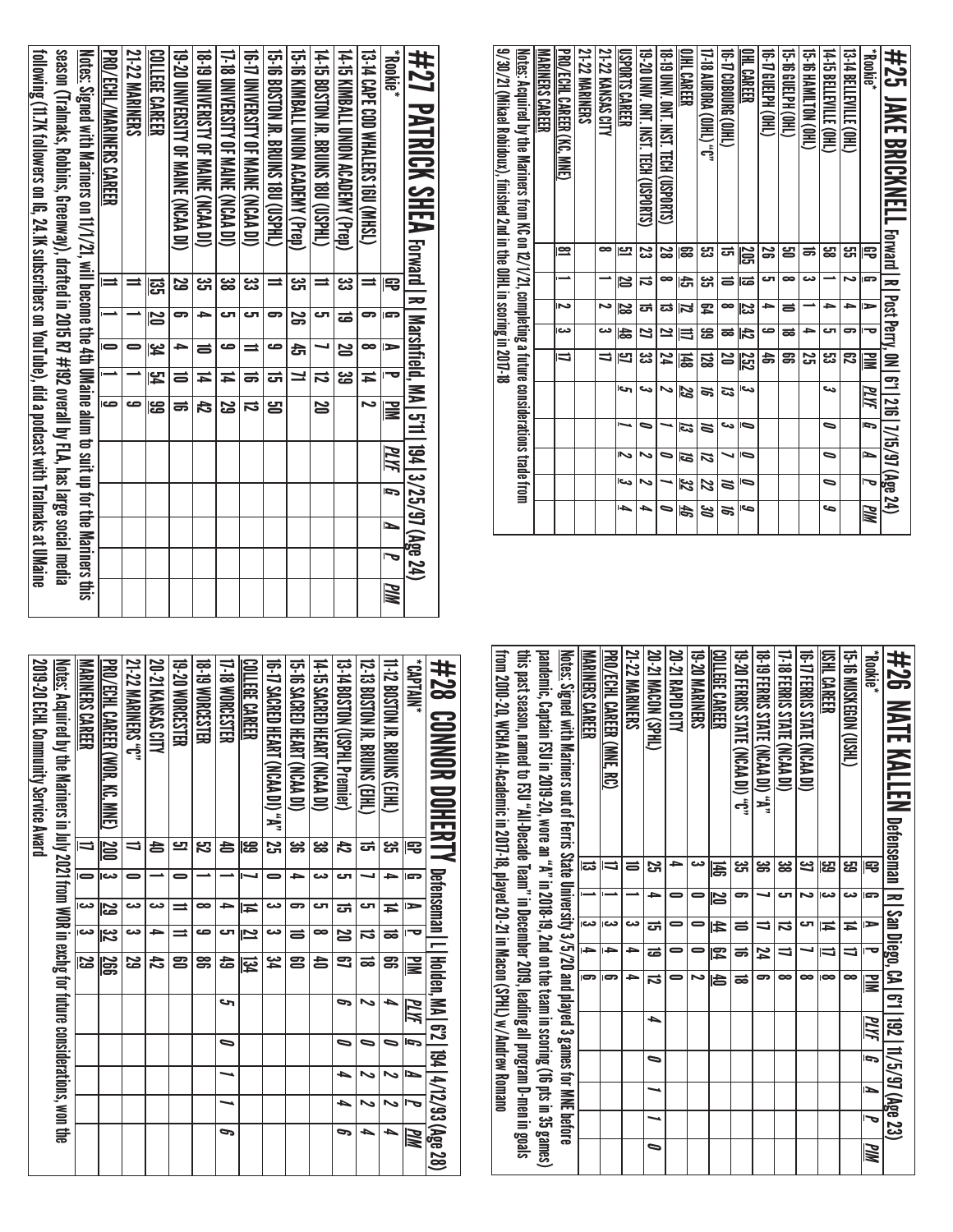# #25 JAKE BRICKNELL

Forward | R | Post Perry, ON | 6'1 | 216 | 7/15/97 (Age 24)

| \*Rookie\* | GP | G | A | P | PIM | PLYF | G | A | P | PIM |
|---|---|---|---|---|---|---|---|---|---|---|
| 13-14 BELLEVILLE (OHL) | 55 | 2 | 4 | 6 | 62 | | | | | |
| 14-15 BELLEVILLE (OHL) | 58 | 1 | 4 | 5 | 53 | 3 | 0 | 0 | 0 | 9 |
| 15-16 HAMILTON (OHL) | 16 | 3 | 1 | 4 | 25 | | | | | |
| 15-16 GUELPH (OHL) | 50 | 8 | 10 | 18 | 66 | | | | | |
| 16-17 GUELPH (OHL) | 26 | 5 | 4 | 9 | 46 | | | | | |
| OHL CAREER | 205 | 19 | 23 | 42 | 252 | 3 | 0 | 0 | 0 | 9 |
| 16-17 COBOURG (OJHL) | 15 | 10 | 8 | 18 | 20 | 13 | 3 | 7 | 10 | 16 |
| 17-18 AURORA (OJHL) "C" | 53 | 35 | 64 | 99 | 128 | 16 | 10 | 12 | 22 | 30 |
| OJHL CAREER | 68 | 45 | 72 | 117 | 148 | 29 | 13 | 19 | 32 | 46 |
| 18-19 UNIV. ONT. INST. TECH (USPORTS) | 28 | 8 | 13 | 21 | 24 | 2 | 1 | 0 | 1 | 0 |
| 19-20 UNIV. ONT. INST. TECH (USPORTS) | 23 | 12 | 15 | 27 | 33 | 3 | 0 | 2 | 2 | 4 |
| USPORTS CAREER | 51 | 20 | 28 | 48 | 57 | 5 | 1 | 2 | 3 | 4 |
| 21-22 KANSAS CITY | 8 | 1 | 2 | 3 | 17 | | | | | |
| 21-22 MARINERS | | | | | | | | | | |
| PRO/ECHL CAREER (KC, MNE) | 8 | 1 | 2 | 3 | 17 | | | | | |
| MARINERS CAREER | | | | | | | | | | |

Notes: Acquired by the Mariners from KC on 12/1/21, completing a future considerations trade from 9/30/21 (Mikael Robidoux), finished 2nd in the OHL in scoring in 2017-18

# #26 NATE KALLEN

Defenseman | R | San Diego, CA | 6'1 | 192 | 11/5/97 (Age 23)

| \*Rookie\* | GP | G | A | P | PIM | PLYF | G | A | P | PIM |
|---|---|---|---|---|---|---|---|---|---|---|
| 15-16 MUSKEGON (USHL) | 59 | 3 | 14 | 17 | 8 | | | | | |
| USHL CAREER | 59 | 3 | 14 | 17 | 8 | | | | | |
| 16-17 FERRIS STATE (NCAA DI) | 37 | 2 | 5 | 7 | 8 | | | | | |
| 17-18 FERRIS STATE (NCAA DI) | 38 | 5 | 12 | 17 | 8 | | | | | |
| 18-19 FERRIS STATE (NCAA DI) "A" | 36 | 7 | 17 | 24 | 6 | | | | | |
| 19-20 FERRIS STATE (NCAA DI) "C" | 35 | 6 | 10 | 16 | 18 | | | | | |
| COLLEGE CAREER | 146 | 20 | 44 | 64 | 40 | | | | | |
| 19-20 MARINERS | 3 | 0 | 0 | 0 | 2 | | | | | |
| 20-21 RAPID CITY | 4 | 0 | 0 | 0 | 0 | | | | | |
| 20-21 MACON (SPHL) | 25 | 4 | 15 | 19 | 12 | 4 | 0 | 1 | 1 | 0 |
| 21-22 MARINERS | 10 | 1 | 3 | 4 | 4 | | | | | |
| PRO/ECHL CAREER (MNE, RC) | 17 | 1 | 3 | 4 | 6 | | | | | |
| MARINERS CAREER | 13 | 1 | 3 | 4 | 6 | | | | | |

Notes: Signed with Mariners out of Ferris State University 3/5/20 and played 3 games for MNE before pandemic, Captain FSU in 2019-20, wore an "A" in 2018-19, 2nd on the team in scoring (16 pts in 35 games) this past season, named to FSU "All-Decade Team" in December 2019, leading all program D-men in goals from 2010-20, WCHA All-Academic in 2017-18, played 20-21 in Macon (SPHL) w/Andrew Romano

# #27 PATRICK SHEA

Forward | R | Marshfield, MA | 5'11 | 194 | 3/25/97 (Age 24)

| \*Rookie\* | GP | G | A | P | PIM | PLYF | G | A | P | PIM |
|---|---|---|---|---|---|---|---|---|---|---|
| 13-14 CAPE COD WHALERS 18U (MHSL) | 11 | 6 | 8 | 14 | 2 | | | | | |
| 14-15 KIMBALL UNION ACADEMY (Prep) | 33 | 19 | 20 | 39 | | | | | | |
| 14-15 BOSTON JR. BRUINS 18U (USPHL) | 11 | 5 | 7 | 12 | 20 | | | | | |
| 15-16 KIMBALL UNION ACADEMY (Prep) | 35 | 26 | 45 | 71 | | | | | | |
| 15-16 BOSTON JR. BRUINS 18U (USPHL) | 11 | 6 | 9 | 15 | 50 | | | | | |
| 16-17 UNIVERSITY OF MAINE (NCAA DI) | 33 | 5 | 11 | 16 | 12 | | | | | |
| 17-18 UNIVERSITY OF MAINE (NCAA DI) | 38 | 5 | 9 | 14 | 29 | | | | | |
| 18-19 UNIVERSITY OF MAINE (NCAA DI) | 35 | 4 | 10 | 14 | 42 | | | | | |
| 19-20 UNIVERSITY OF MAINE (NCAA DI) | 29 | 6 | 4 | 10 | 16 | | | | | |
| COLLEGE CAREER | 135 | 20 | 34 | 54 | 99 | | | | | |
| 21-22 MARINERS | 11 | 1 | 0 | 1 | 9 | | | | | |
| PRO/ECHL/MARINERS CAREER | 11 | 1 | 0 | 1 | 9 | | | | | |

Notes: Signed with Mariners on 11/1/21, will become the 4th UMaine alum to suit up for the Mariners this season (Tralmaks, Robbins, Greenway), drafted in 2015 R7 #192 overall by FLA, has large social media following (11.7K followers on IG, 24.1K subscribers on YouTube), did a podcast with Tralmaks at UMaine

# #28 CONNOR DOHERTY

Defenseman | L | Holden, MA | 6'2 | 194 | 4/12/93 (Age 28)

| \*CAPTAIN\* | GP | G | A | P | PIM | PLYF | G | A | P | PIM |
|---|---|---|---|---|---|---|---|---|---|---|
| 11-12 BOSTON JR. BRUINS (EJHL) | 35 | 4 | 14 | 18 | 66 | 4 | 0 | 2 | 2 | 4 |
| 12-13 BOSTON JR. BRUINS (EJHL) | 15 | 7 | 5 | 12 | 18 | 2 | 0 | 2 | 2 | 4 |
| 13-14 BOSTON (USPHL Premier) | 42 | 5 | 15 | 20 | 67 | 6 | 0 | 4 | 4 | 6 |
| 14-15 SACRED HEART (NCAA DI) | 38 | 3 | 5 | 8 | 40 | | | | | |
| 15-16 SACRED HEART (NCAA DI) | 36 | 4 | 6 | 10 | 60 | | | | | |
| 16-17 SACRED HEART (NCAA DI) "A" | 25 | 0 | 3 | 3 | 34 | | | | | |
| COLLEGE CAREER | 99 | 7 | 14 | 21 | 134 | | | | | |
| 17-18 WORCESTER | 40 | 1 | 4 | 5 | 49 | 5 | 0 | 1 | 1 | 6 |
| 18-19 WORCESTER | 52 | 1 | 8 | 9 | 86 | | | | | |
| 19-20 WORCESTER | 51 | 0 | 11 | 11 | 60 | | | | | |
| 20-21 KANSAS CITY | 40 | 1 | 3 | 4 | 42 | | | | | |
| 21-22 MARINERS "C" | 17 | 0 | 3 | 3 | 29 | | | | | |
| PRO/ECHL CAREER (WOR, KC, MNE) | 200 | 3 | 29 | 32 | 266 | | | | | |
| MARINERS CAREER | 17 | 0 | 3 | 3 | 29 | | | | | |

Notes: Acquired by the Mariners in July 2021 from WOR in exchg for future considerations, won the 2019-20 ECHL Community Service Award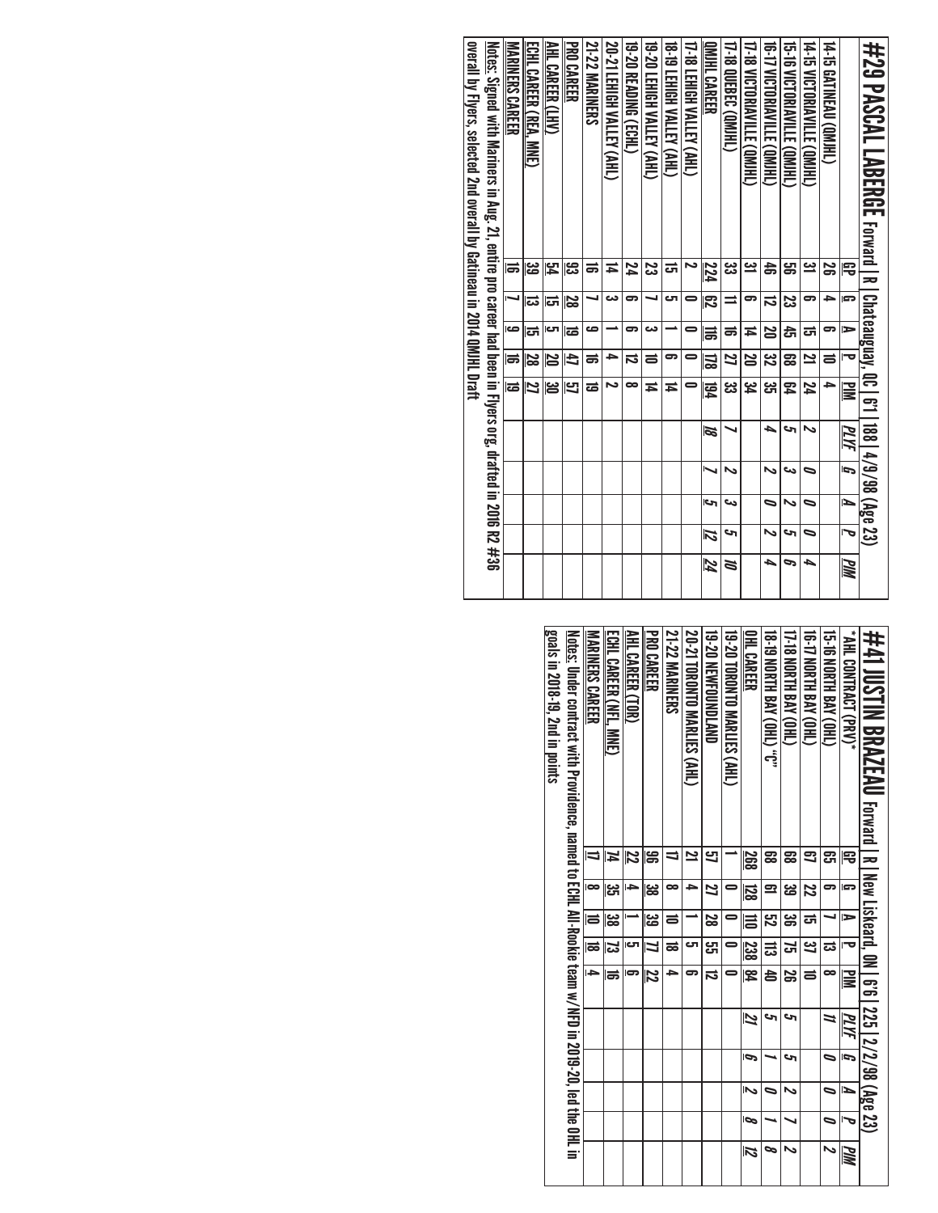# #29 PASCAL LABERGE Forward | R | Chateauguay, QC | 6'1 | 188 | 4/9/98 (Age 23)

| | GP | G | A | P | PIM | PLYF | G | A | P | PIM |
|---|---|---|---|---|---|---|---|---|---|---|
| 14-15 GATINEAU (QMJHL) | 26 | 4 | 6 | 10 | 4 | | | | | |
| 14-15 VICTORIAVILLE (QMJHL) | 31 | 6 | 15 | 21 | 24 | 2 | 0 | 0 | 0 | 4 |
| 15-16 VICTORIAVILLE (QMJHL) | 56 | 23 | 45 | 68 | 64 | 5 | 3 | 2 | 5 | 6 |
| 16-17 VICTORIAVILLE (QMJHL) | 46 | 12 | 20 | 32 | 35 | 4 | 2 | 0 | 2 | 4 |
| 17-18 VICTORIAVILLE (QMJHL) | 31 | 6 | 14 | 20 | 34 | | | | | |
| 17-18 QUEBEC (QMJHL) | 33 | 11 | 16 | 27 | 33 | 7 | 2 | 3 | 5 | 10 |
| QMJHL CAREER | 224 | 62 | 116 | 178 | 194 | 18 | 7 | 5 | 12 | 24 |
| 17-18 LEHIGH VALLEY (AHL) | 2 | 0 | 0 | 0 | 0 | | | | | |
| 18-19 LEHIGH VALLEY (AHL) | 15 | 5 | 1 | 6 | 14 | | | | | |
| 19-20 LEHIGH VALLEY (AHL) | 23 | 7 | 3 | 10 | 14 | | | | | |
| 19-20 READING (ECHL) | 24 | 6 | 6 | 12 | 8 | | | | | |
| 20-21 LEHIGH VALLEY (AHL) | 14 | 3 | 1 | 4 | 2 | | | | | |
| 21-22 MARINERS | 16 | 7 | 9 | 16 | 19 | | | | | |
| PRO CAREER | 93 | 28 | 19 | 47 | 57 | | | | | |
| AHL CAREER (LHV) | 54 | 15 | 5 | 20 | 30 | | | | | |
| ECHL CAREER (REA, MNE) | 39 | 13 | 15 | 28 | 27 | | | | | |
| MARINERS CAREER | 16 | 7 | 9 | 16 | 19 | | | | | |

Notes: Signed with Mariners in Aug. 21, entire pro career had been in Flyers org, drafted in 2016 R2 #36 overall by Flyers, selected 2nd overall by Gatineau in 2014 QMJHL Draft

# #41 JUSTIN BRAZEAU Forward | R | New Liskeard, ON | 6'6 | 225 | 2/2/98 (Age 23)

| *AHL CONTRACT (PRV)* | GP | G | A | P | PIM | PLYF | G | A | P | PIM |
|---|---|---|---|---|---|---|---|---|---|---|
| 15-16 NORTH BAY (OHL) | 65 | 6 | 7 | 13 | 8 | 11 | 0 | 0 | 0 | 2 |
| 16-17 NORTH BAY (OHL) | 67 | 22 | 15 | 37 | 10 | | | | | |
| 17-18 NORTH BAY (OHL) | 68 | 39 | 36 | 75 | 26 | 5 | 5 | 2 | 7 | 2 |
| 18-19 NORTH BAY (OHL) "C" | 68 | 61 | 52 | 113 | 40 | 5 | 1 | 0 | 1 | 8 |
| OHL CAREER | 268 | 128 | 110 | 238 | 84 | 21 | 6 | 2 | 8 | 12 |
| 19-20 TORONTO MARLIES (AHL) | 1 | 0 | 0 | 0 | 0 | | | | | |
| 19-20 NEWFOUNDLAND | 57 | 27 | 28 | 55 | 12 | | | | | |
| 20-21 TORONTO MARLIES (AHL) | 21 | 4 | 1 | 5 | 6 | | | | | |
| 21-22 MARINERS | 17 | 8 | 10 | 18 | 4 | | | | | |
| PRO CAREER | 96 | 38 | 39 | 77 | 22 | | | | | |
| AHL CAREER (TOR) | 22 | 4 | 1 | 5 | 6 | | | | | |
| ECHL CAREER (NFL, MNE) | 74 | 35 | 38 | 73 | 16 | | | | | |
| MARINERS CAREER | 17 | 8 | 10 | 18 | 4 | | | | | |

Notes: Under contract with Providence, named to ECHL All-Rookie team w/NFD in 2019-20, led the OHL in goals in 2018-19, 2nd in points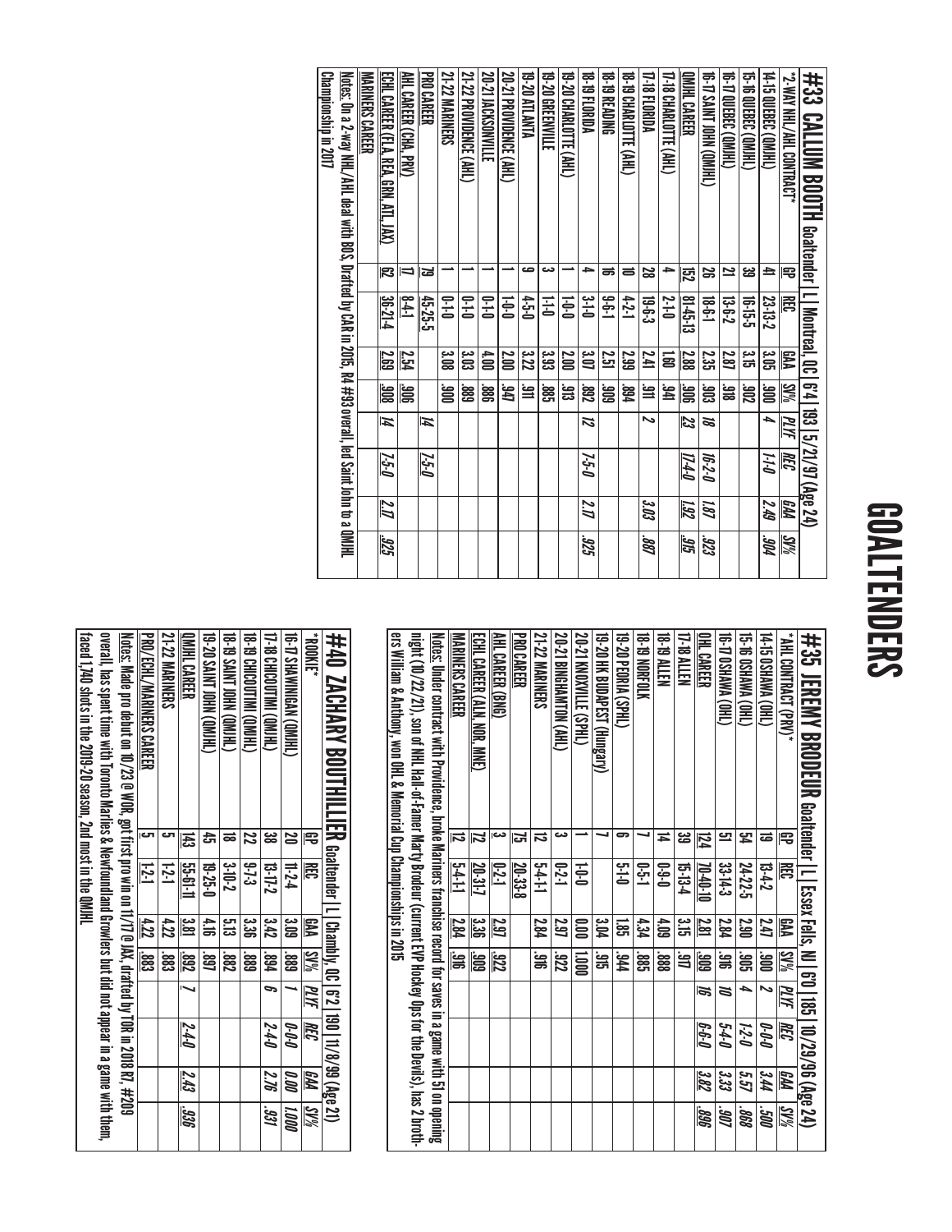# GOALTENDERS

## #33 CALLUM BOOTH Goaltender | L | Montreal, QC | 6'4 | 193 | 5/21/97 (Age 24)

| *2-WAY NHL/AHL CONTRACT* | GP | REC | GAA | SV% | *PLYF* | *REC* | *GAA* | *SV%* |
|---|---|---|---|---|---|---|---|---|
| 14-15 QUEBEC (QMJHL) | 41 | 23-13-2 | 3.05 | .900 | *4* | *1-1-0* | *2.49* | *.904* |
| 15-16 QUEBEC (QMJHL) | 39 | 16-15-5 | 3.15 | .902 | | | | |
| 16-17 QUEBEC (QMJHL) | 21 | 13-6-2 | 2.87 | .918 | | | | |
| 16-17 SAINT JOHN (QMJHL) | 26 | 18-6-1 | 2.35 | .903 | *18* | *16-2-0* | *1.87* | *.923* |
| QMJHL CAREER | 152 | 81-45-13 | 2.88 | .906 | *23* | *17-4-0* | *1.92* | *.915* |
| 17-18 CHARLOTTE (AHL) | 4 | 2-1-0 | 1.60 | .941 | | | | |
| 17-18 FLORIDA | 28 | 19-6-3 | 2.41 | .911 | *2* | | *3.03* | *.887* |
| 18-19 CHARLOTTE (AHL) | 10 | 4-2-1 | 2.99 | .894 | | | | |
| 18-19 READING | 16 | 9-6-1 | 2.51 | .909 | | | | |
| 18-19 FLORIDA | 4 | 3-1-0 | 3.07 | .892 | *12* | *7-5-0* | *2.17* | *.925* |
| 19-20 CHARLOTTE (AHL) | 1 | 1-0-0 | 2.00 | .913 | | | | |
| 19-20 GREENVILLE | 3 | 1-1-0 | 3.93 | .885 | | | | |
| 19-20 ATLANTA | 9 | 4-5-0 | 3.22 | .911 | | | | |
| 20-21 PROVIDENCE (AHL) | 1 | 1-0-0 | 2.00 | .947 | | | | |
| 20-21 JACKSONVILLE | 1 | 0-1-0 | 4.00 | .886 | | | | |
| 21-22 PROVIDENCE (AHL) | 1 | 0-1-0 | 3.03 | .889 | | | | |
| 21-22 MARINERS | 1 | 0-1-0 | 3.08 | .900 | | | | |
| PRO CAREER | 79 | 45-25-5 | | | *14* | *7-5-0* | | |
| AHL CAREER (CHA, PRV) | 17 | 8-4-1 | 2.54 | .906 | | | | |
| ECHL CAREER (FLA, REA, GRN, ATL, JAX) | 62 | 36-21-4 | 2.69 | .908 | *14* | *7-5-0* | *2.17* | *.925* |
| MARINERS CAREER | | | | | | | | |

Notes: On a 2-way NHL/AHL deal with BOS, Drafted by CAR in 2015, R4 #93 overall, led Saint John to a QMJHL Championship in 2017

## #35 JEREMY BRODEUR Goaltender | L | Essex Fells, NJ | 6'0 | 185 | 10/29/96 (Age 24)

| *AHL CONTRACT (PRV)* | GP | REC | GAA | SV% | *PLYF* | *REC* | *GAA* | *SV%* |
|---|---|---|---|---|---|---|---|---|
| 14-15 OSHAWA (OHL) | 19 | 13-4-2 | 2.47 | .900 | *2* | *0-0-0* | *3.44* | *.500* |
| 15-16 OSHAWA (OHL) | 54 | 24-22-5 | 2.90 | .905 | *4* | *1-2-0* | *5.57* | *.868* |
| 16-17 OSHAWA (OHL) | 51 | 33-14-3 | 2.84 | .916 | *10* | *5-4-0* | *3.33* | *.907* |
| OHL CAREER | 124 | 70-40-10 | 2.81 | .909 | *16* | *6-6-0* | *3.82* | *.896* |
| 17-18 ALLEN | 39 | 15-13-4 | 3.15 | .917 | | | | |
| 18-19 ALLEN | 14 | 0-9-0 | 4.09 | .888 | | | | |
| 18-19 NORFOLK | 7 | 0-5-1 | 4.34 | .885 | | | | |
| 19-20 PEORIA (SPHL) | 6 | 5-1-0 | 1.85 | .944 | | | | |
| 19-20 HK BUDAPEST (Hungary) | 7 | | 3.04 | .915 | | | | |
| 20-21 KNOXVILLE (SPHL) | 1 | 1-0-0 | 0.00 | 1.000 | | | | |
| 20-21 BINGHAMTON (AHL) | 3 | 0-2-1 | 2.97 | .922 | | | | |
| 21-22 MARINERS | 12 | 5-4-1-1 | 2.84 | .916 | | | | |
| PRO CAREER | 75 | 20-33-8 | | | | | | |
| AHL CAREER (BNG) | 3 | 0-2-1 | 2.97 | .922 | | | | |
| ECHL CAREER (ALN, NOR, MNE) | 72 | 20-31-7 | 3.36 | .909 | | | | |
| MARINERS CAREER | 12 | 5-4-1-1 | 2.84 | .916 | | | | |

Notes: Under contract with Providence, broke Mariners franchise record for saves in a game with 51 on opening night (10/22/21), son of NHL Hall-of-Famer Marty Brodeur (current EVP Hockey Ops for the Devils), has 2 brothers William & Anthony, won OHL & Memorial Cup Championships in 2015

## #40 ZACHARY BOUTHILLIER Goaltender | L | Chambly, QC | 6'2 | 190 | 11/8/99 (Age 21)

| *ROOKIE* | GP | REC | GAA | SV% | *PLYF* | *REC* | *GAA* | *SV%* |
|---|---|---|---|---|---|---|---|---|
| 16-17 SHAWINIGAN (QMJHL) | 20 | 11-2-4 | 3.09 | .889 | *1* | *0-0-0* | *0.00* | *1.000* |
| 17-18 CHICOUTIMI (QMJHL) | 38 | 13-17-2 | 3.42 | .894 | *6* | *2-4-0* | *2.76* | *.931* |
| 18-19 CHICOUTIMI (QMJHL) | 22 | 9-7-3 | 3.36 | .889 | | | | |
| 18-19 SAINT JOHN (QMJHL) | 18 | 3-10-2 | 5.13 | .882 | | | | |
| 19-20 SAINT JOHN (QMJHL) | 45 | 19-25-0 | 4.16 | .897 | | | | |
| QMJHL CAREER | 143 | 55-61-11 | 3.81 | .892 | *7* | *2-4-0* | *2.43* | *.936* |
| 21-22 MARINERS | 5 | 1-2-1 | 4.22 | .883 | | | | |
| PRO/ECHL/MARINERS CAREER | 5 | 1-2-1 | 4.22 | .883 | | | | |

Notes: Made pro debut on 10/23 @ WOR, got first pro win on 11/17 @ JAX, drafted by TOR in 2018 R7, #209 overall, has spent time with Toronto Marlies & Newfoundland Growlers but did not appear in a game with them, faced 1,740 shots in the 2019-20 season, 2nd most in the QMJHL